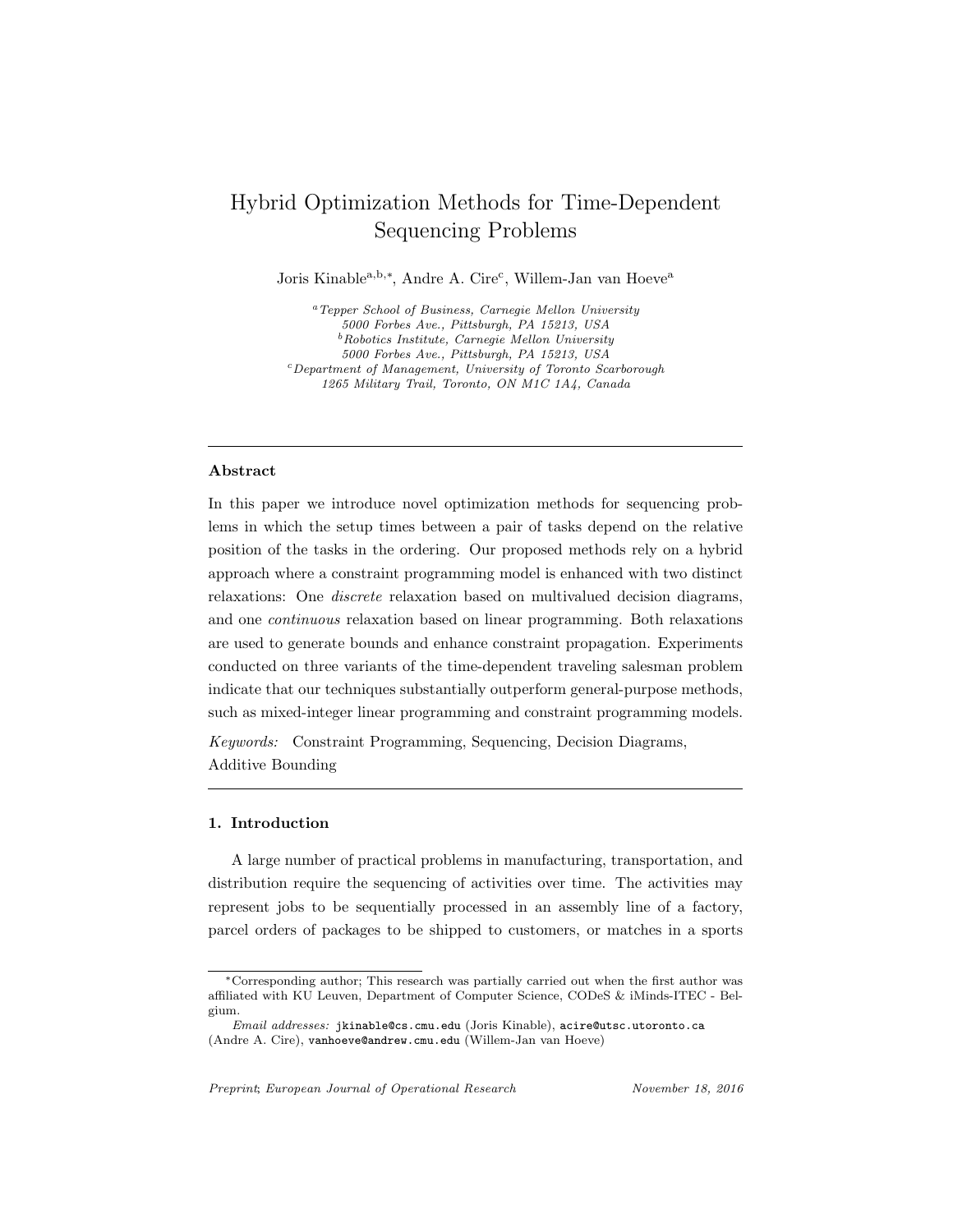# Hybrid Optimization Methods for Time-Dependent Sequencing Problems

Joris Kinable[a,b,*], Andre A. Cire[c], Willem-Jan van Hoeve[a]

[a] *Tepper School of Business, Carnegie Mellon University 5000 Forbes Ave., Pittsburgh, PA 15213, USA*
[b] *Robotics Institute, Carnegie Mellon University 5000 Forbes Ave., Pittsburgh, PA 15213, USA*
[c] *Department of Management, University of Toronto Scarborough 1265 Military Trail, Toronto, ON M1C 1A4, Canada*

---

## Abstract

In this paper we introduce novel optimization methods for sequencing problems in which the setup times between a pair of tasks depend on the relative position of the tasks in the ordering. Our proposed methods rely on a hybrid approach where a constraint programming model is enhanced with two distinct relaxations: One *discrete* relaxation based on multivalued decision diagrams, and one *continuous* relaxation based on linear programming. Both relaxations are used to generate bounds and enhance constraint propagation. Experiments conducted on three variants of the time-dependent traveling salesman problem indicate that our techniques substantially outperform general-purpose methods, such as mixed-integer linear programming and constraint programming models.

*Keywords:* Constraint Programming, Sequencing, Decision Diagrams, Additive Bounding

---

## 1. Introduction

A large number of practical problems in manufacturing, transportation, and distribution require the sequencing of activities over time. The activities may represent jobs to be sequentially processed in an assembly line of a factory, parcel orders of packages to be shipped to customers, or matches in a sports

*Corresponding author; This research was partially carried out when the first author was affiliated with KU Leuven, Department of Computer Science, CODeS & iMinds-ITEC - Belgium.

*Email addresses:* jkinable@cs.cmu.edu (Joris Kinable), acire@utsc.utoronto.ca (Andre A. Cire), vanhoeve@andrew.cmu.edu (Willem-Jan van Hoeve)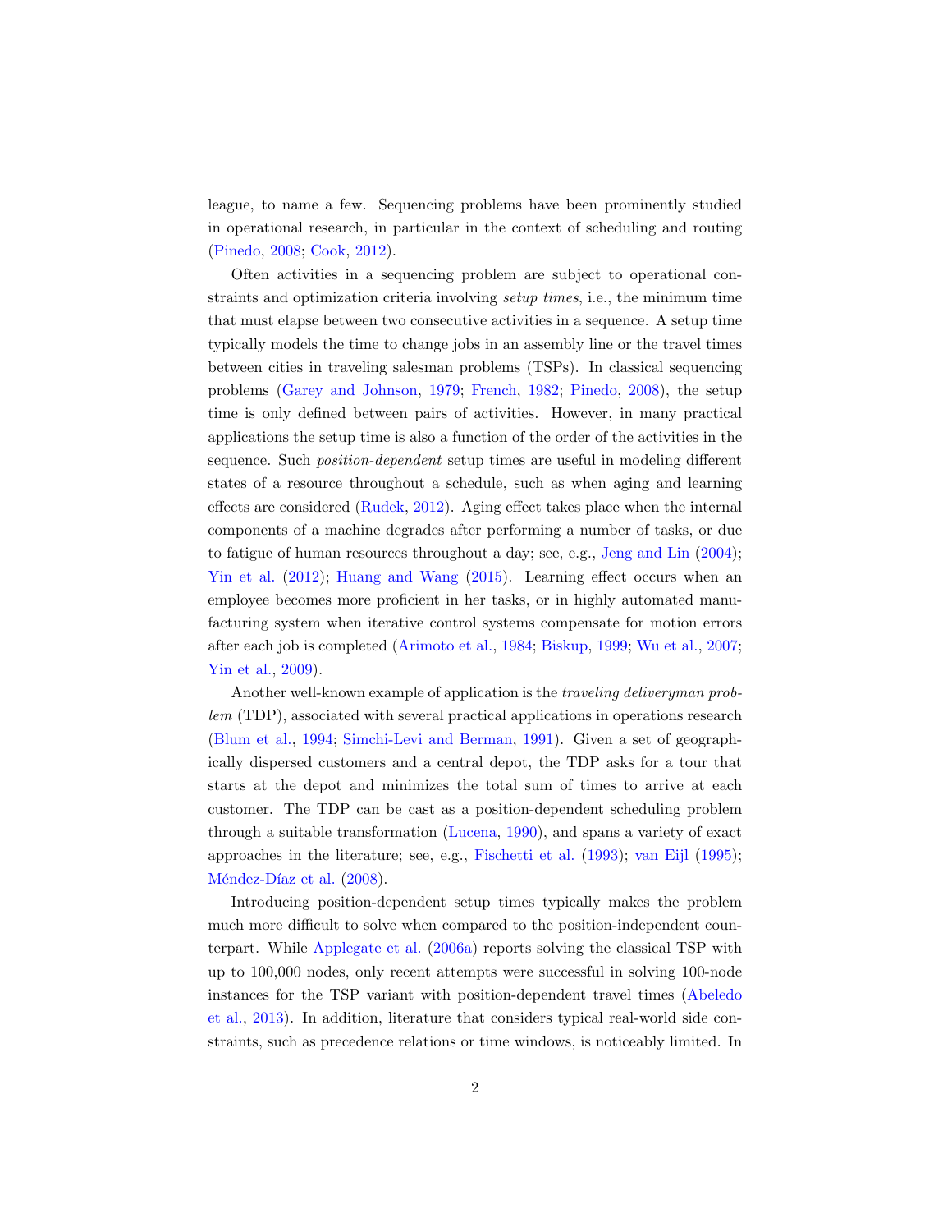league, to name a few. Sequencing problems have been prominently studied in operational research, in particular in the context of scheduling and routing (Pinedo, 2008; Cook, 2012).

Often activities in a sequencing problem are subject to operational constraints and optimization criteria involving *setup times*, i.e., the minimum time that must elapse between two consecutive activities in a sequence. A setup time typically models the time to change jobs in an assembly line or the travel times between cities in traveling salesman problems (TSPs). In classical sequencing problems (Garey and Johnson, 1979; French, 1982; Pinedo, 2008), the setup time is only defined between pairs of activities. However, in many practical applications the setup time is also a function of the order of the activities in the sequence. Such *position-dependent* setup times are useful in modeling different states of a resource throughout a schedule, such as when aging and learning effects are considered (Rudek, 2012). Aging effect takes place when the internal components of a machine degrades after performing a number of tasks, or due to fatigue of human resources throughout a day; see, e.g., Jeng and Lin (2004); Yin et al. (2012); Huang and Wang (2015). Learning effect occurs when an employee becomes more proficient in her tasks, or in highly automated manufacturing system when iterative control systems compensate for motion errors after each job is completed (Arimoto et al., 1984; Biskup, 1999; Wu et al., 2007; Yin et al., 2009).

Another well-known example of application is the *traveling deliveryman problem* (TDP), associated with several practical applications in operations research (Blum et al., 1994; Simchi-Levi and Berman, 1991). Given a set of geographically dispersed customers and a central depot, the TDP asks for a tour that starts at the depot and minimizes the total sum of times to arrive at each customer. The TDP can be cast as a position-dependent scheduling problem through a suitable transformation (Lucena, 1990), and spans a variety of exact approaches in the literature; see, e.g., Fischetti et al. (1993); van Eijl (1995); Méndez-Díaz et al. (2008).

Introducing position-dependent setup times typically makes the problem much more difficult to solve when compared to the position-independent counterpart. While Applegate et al. (2006a) reports solving the classical TSP with up to 100,000 nodes, only recent attempts were successful in solving 100-node instances for the TSP variant with position-dependent travel times (Abeledo et al., 2013). In addition, literature that considers typical real-world side constraints, such as precedence relations or time windows, is noticeably limited. In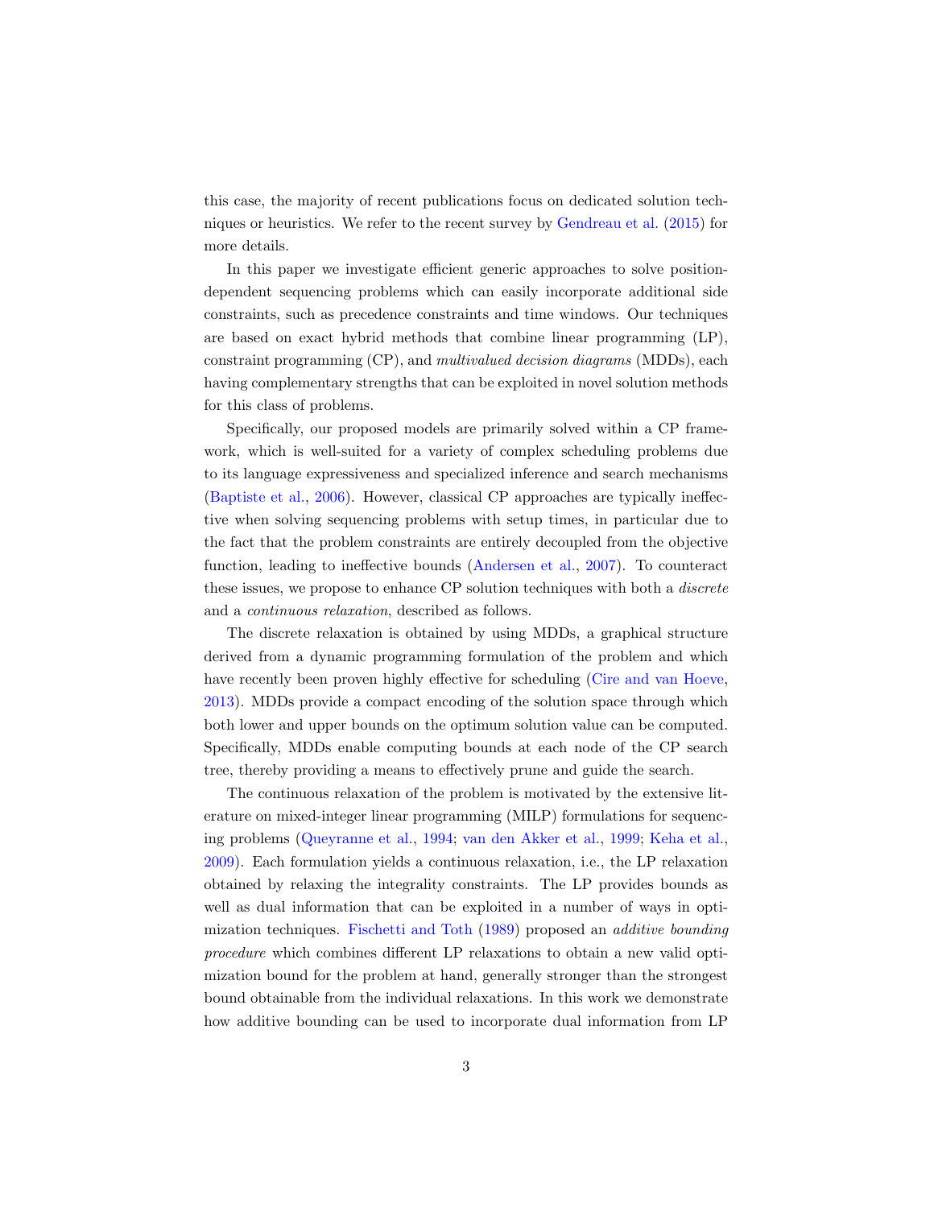this case, the majority of recent publications focus on dedicated solution techniques or heuristics. We refer to the recent survey by Gendreau et al. (2015) for more details.

In this paper we investigate efficient generic approaches to solve position-dependent sequencing problems which can easily incorporate additional side constraints, such as precedence constraints and time windows. Our techniques are based on exact hybrid methods that combine linear programming (LP), constraint programming (CP), and *multivalued decision diagrams* (MDDs), each having complementary strengths that can be exploited in novel solution methods for this class of problems.

Specifically, our proposed models are primarily solved within a CP framework, which is well-suited for a variety of complex scheduling problems due to its language expressiveness and specialized inference and search mechanisms (Baptiste et al., 2006). However, classical CP approaches are typically ineffective when solving sequencing problems with setup times, in particular due to the fact that the problem constraints are entirely decoupled from the objective function, leading to ineffective bounds (Andersen et al., 2007). To counteract these issues, we propose to enhance CP solution techniques with both a *discrete* and a *continuous relaxation*, described as follows.

The discrete relaxation is obtained by using MDDs, a graphical structure derived from a dynamic programming formulation of the problem and which have recently been proven highly effective for scheduling (Cire and van Hoeve, 2013). MDDs provide a compact encoding of the solution space through which both lower and upper bounds on the optimum solution value can be computed. Specifically, MDDs enable computing bounds at each node of the CP search tree, thereby providing a means to effectively prune and guide the search.

The continuous relaxation of the problem is motivated by the extensive literature on mixed-integer linear programming (MILP) formulations for sequencing problems (Queyranne et al., 1994; van den Akker et al., 1999; Keha et al., 2009). Each formulation yields a continuous relaxation, i.e., the LP relaxation obtained by relaxing the integrality constraints. The LP provides bounds as well as dual information that can be exploited in a number of ways in optimization techniques. Fischetti and Toth (1989) proposed an *additive bounding procedure* which combines different LP relaxations to obtain a new valid optimization bound for the problem at hand, generally stronger than the strongest bound obtainable from the individual relaxations. In this work we demonstrate how additive bounding can be used to incorporate dual information from LP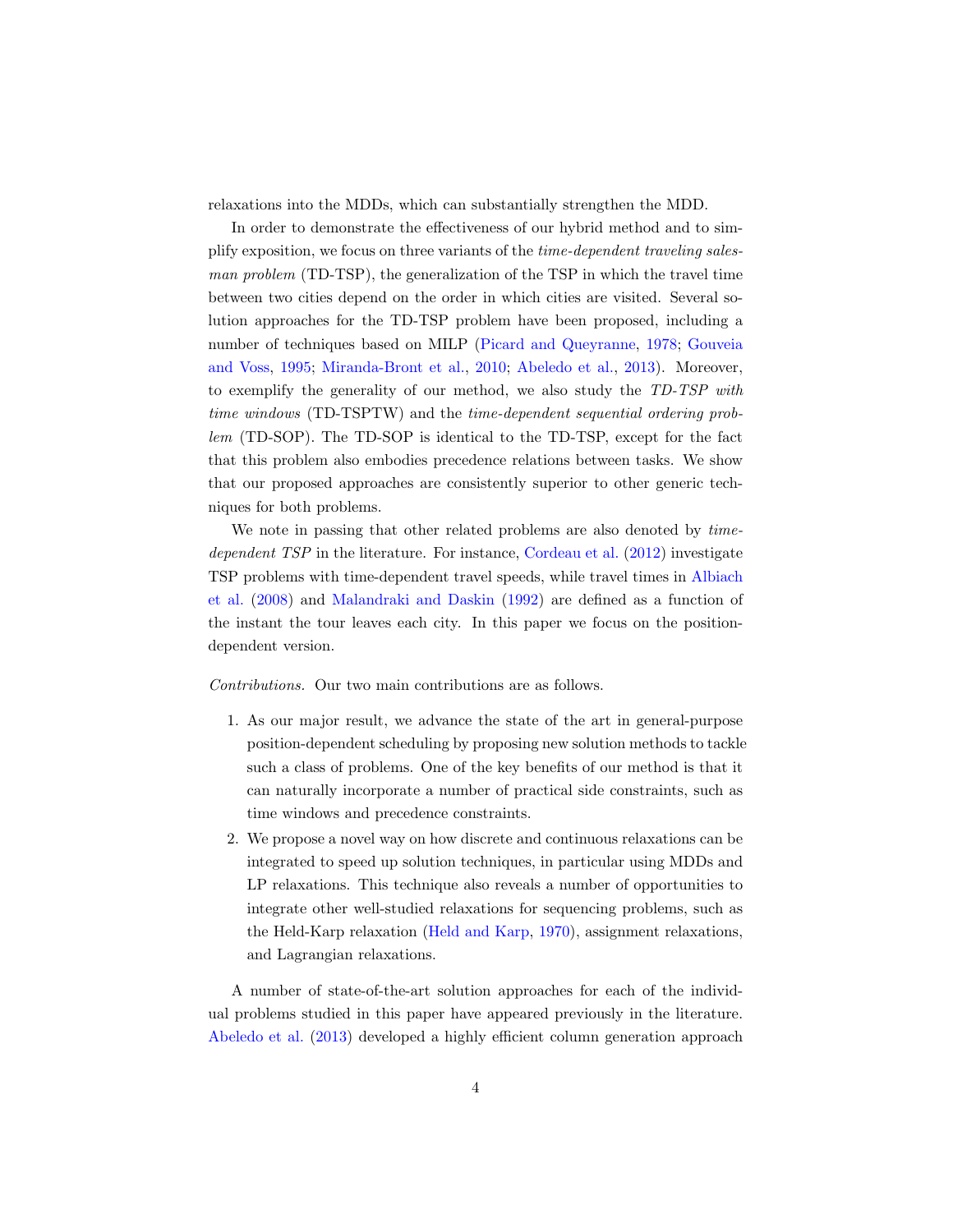relaxations into the MDDs, which can substantially strengthen the MDD.

In order to demonstrate the effectiveness of our hybrid method and to simplify exposition, we focus on three variants of the *time-dependent traveling salesman problem* (TD-TSP), the generalization of the TSP in which the travel time between two cities depend on the order in which cities are visited. Several solution approaches for the TD-TSP problem have been proposed, including a number of techniques based on MILP (Picard and Queyranne, 1978; Gouveia and Voss, 1995; Miranda-Bront et al., 2010; Abeledo et al., 2013). Moreover, to exemplify the generality of our method, we also study the *TD-TSP with time windows* (TD-TSPTW) and the *time-dependent sequential ordering problem* (TD-SOP). The TD-SOP is identical to the TD-TSP, except for the fact that this problem also embodies precedence relations between tasks. We show that our proposed approaches are consistently superior to other generic techniques for both problems.

We note in passing that other related problems are also denoted by *time-dependent TSP* in the literature. For instance, Cordeau et al. (2012) investigate TSP problems with time-dependent travel speeds, while travel times in Albiach et al. (2008) and Malandraki and Daskin (1992) are defined as a function of the instant the tour leaves each city. In this paper we focus on the position-dependent version.

*Contributions.* Our two main contributions are as follows.

1. As our major result, we advance the state of the art in general-purpose position-dependent scheduling by proposing new solution methods to tackle such a class of problems. One of the key benefits of our method is that it can naturally incorporate a number of practical side constraints, such as time windows and precedence constraints.
2. We propose a novel way on how discrete and continuous relaxations can be integrated to speed up solution techniques, in particular using MDDs and LP relaxations. This technique also reveals a number of opportunities to integrate other well-studied relaxations for sequencing problems, such as the Held-Karp relaxation (Held and Karp, 1970), assignment relaxations, and Lagrangian relaxations.

A number of state-of-the-art solution approaches for each of the individual problems studied in this paper have appeared previously in the literature. Abeledo et al. (2013) developed a highly efficient column generation approach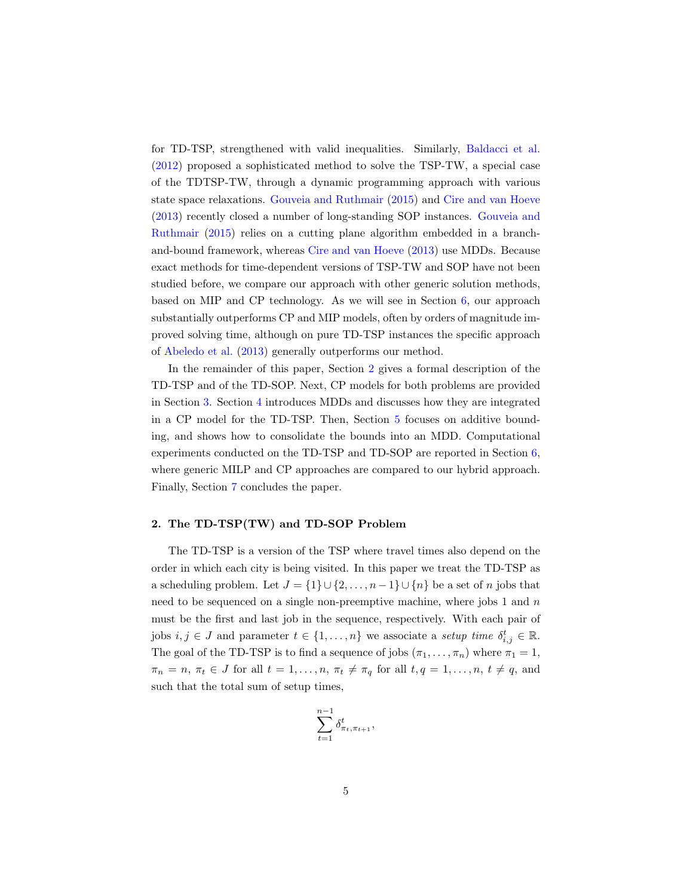for TD-TSP, strengthened with valid inequalities. Similarly, Baldacci et al. (2012) proposed a sophisticated method to solve the TSP-TW, a special case of the TDTSP-TW, through a dynamic programming approach with various state space relaxations. Gouveia and Ruthmair (2015) and Cire and van Hoeve (2013) recently closed a number of long-standing SOP instances. Gouveia and Ruthmair (2015) relies on a cutting plane algorithm embedded in a branch-and-bound framework, whereas Cire and van Hoeve (2013) use MDDs. Because exact methods for time-dependent versions of TSP-TW and SOP have not been studied before, we compare our approach with other generic solution methods, based on MIP and CP technology. As we will see in Section 6, our approach substantially outperforms CP and MIP models, often by orders of magnitude improved solving time, although on pure TD-TSP instances the specific approach of Abeledo et al. (2013) generally outperforms our method.

In the remainder of this paper, Section 2 gives a formal description of the TD-TSP and of the TD-SOP. Next, CP models for both problems are provided in Section 3. Section 4 introduces MDDs and discusses how they are integrated in a CP model for the TD-TSP. Then, Section 5 focuses on additive bounding, and shows how to consolidate the bounds into an MDD. Computational experiments conducted on the TD-TSP and TD-SOP are reported in Section 6, where generic MILP and CP approaches are compared to our hybrid approach. Finally, Section 7 concludes the paper.

## 2. The TD-TSP(TW) and TD-SOP Problem

The TD-TSP is a version of the TSP where travel times also depend on the order in which each city is being visited. In this paper we treat the TD-TSP as a scheduling problem. Let $J = \{1\} \cup \{2, \ldots, n-1\} \cup \{n\}$ be a set of $n$ jobs that need to be sequenced on a single non-preemptive machine, where jobs 1 and $n$ must be the first and last job in the sequence, respectively. With each pair of jobs $i, j \in J$ and parameter $t \in \{1, \ldots, n\}$ we associate a *setup time* $\delta^t_{i,j} \in \mathbb{R}$. The goal of the TD-TSP is to find a sequence of jobs $(\pi_1, \ldots, \pi_n)$ where $\pi_1 = 1$, $\pi_n = n$, $\pi_t \in J$ for all $t = 1, \ldots, n$, $\pi_t \neq \pi_q$ for all $t, q = 1, \ldots, n$, $t \neq q$, and such that the total sum of setup times,

$$\sum_{t=1}^{n-1} \delta^t_{\pi_t, \pi_{t+1}},$$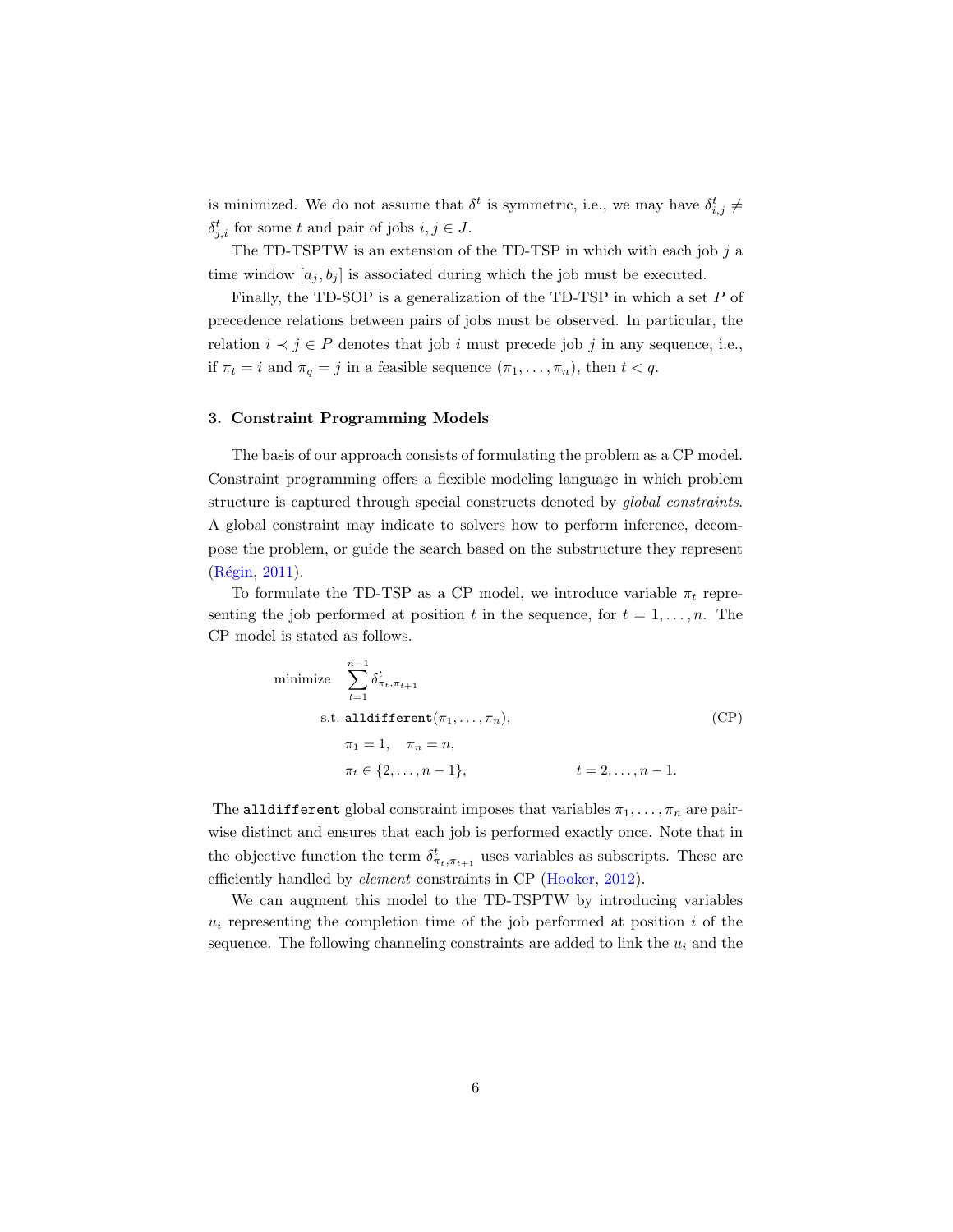is minimized. We do not assume that $\delta^t$ is symmetric, i.e., we may have $\delta^t_{i,j} \neq \delta^t_{j,i}$ for some $t$ and pair of jobs $i, j \in J$.

The TD-TSPTW is an extension of the TD-TSP in which with each job $j$ a time window $[a_j, b_j]$ is associated during which the job must be executed.

Finally, the TD-SOP is a generalization of the TD-TSP in which a set $P$ of precedence relations between pairs of jobs must be observed. In particular, the relation $i \prec j \in P$ denotes that job $i$ must precede job $j$ in any sequence, i.e., if $\pi_t = i$ and $\pi_q = j$ in a feasible sequence $(\pi_1, \ldots, \pi_n)$, then $t < q$.

## 3. Constraint Programming Models

The basis of our approach consists of formulating the problem as a CP model. Constraint programming offers a flexible modeling language in which problem structure is captured through special constructs denoted by *global constraints*. A global constraint may indicate to solvers how to perform inference, decompose the problem, or guide the search based on the substructure they represent (Régin, 2011).

To formulate the TD-TSP as a CP model, we introduce variable $\pi_t$ representing the job performed at position $t$ in the sequence, for $t = 1, \ldots, n$. The CP model is stated as follows.

$$
\begin{aligned}
\text{minimize} \quad & \sum_{t=1}^{n-1} \delta^t_{\pi_t, \pi_{t+1}} \\
\text{s.t.} \quad & \texttt{alldifferent}(\pi_1, \ldots, \pi_n), \\
& \pi_1 = 1, \quad \pi_n = n, \\
& \pi_t \in \{2, \ldots, n-1\}, \qquad\qquad t = 2, \ldots, n-1.
\end{aligned}
\tag{CP}
$$

The `alldifferent` global constraint imposes that variables $\pi_1, \ldots, \pi_n$ are pairwise distinct and ensures that each job is performed exactly once. Note that in the objective function the term $\delta^t_{\pi_t, \pi_{t+1}}$ uses variables as subscripts. These are efficiently handled by *element* constraints in CP (Hooker, 2012).

We can augment this model to the TD-TSPTW by introducing variables $u_i$ representing the completion time of the job performed at position $i$ of the sequence. The following channeling constraints are added to link the $u_i$ and the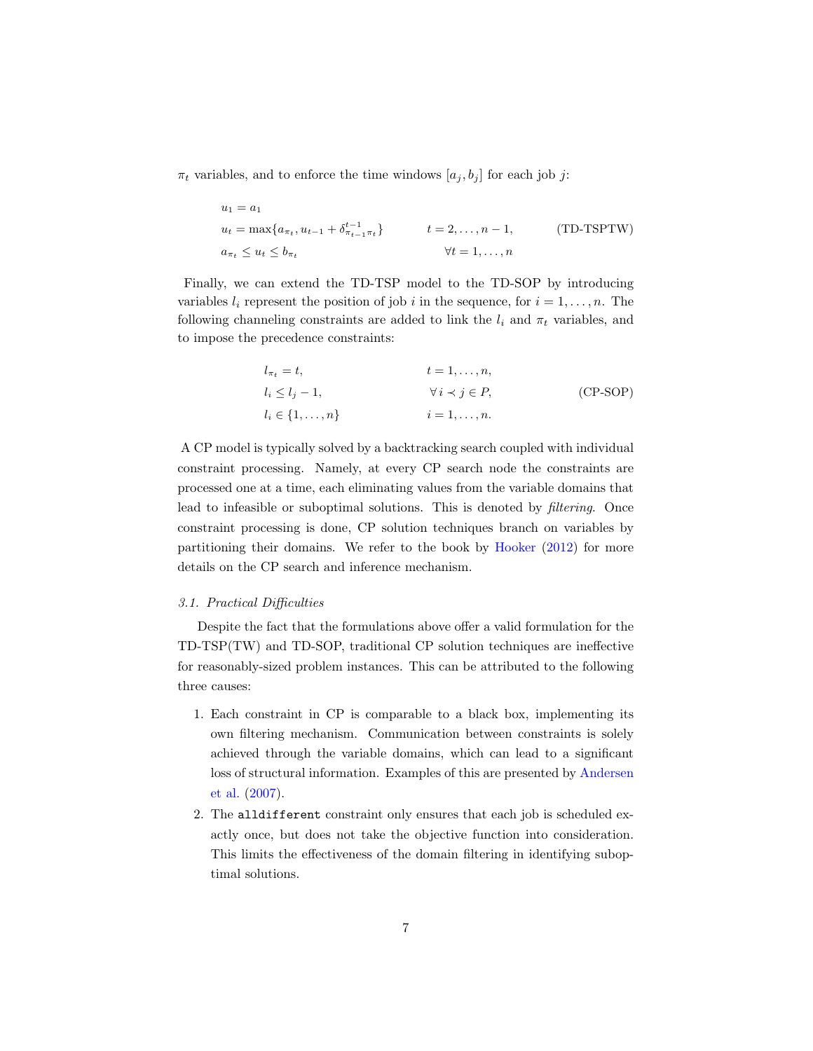$\pi_t$ variables, and to enforce the time windows $[a_j, b_j]$ for each job $j$:

$$
\begin{aligned}
& u_1 = a_1 & & \\
& u_t = \max\{a_{\pi_t}, u_{t-1} + \delta^{t-1}_{\pi_{t-1}\pi_t}\} & & t = 2, \ldots, n-1, \qquad \text{(TD-TSPTW)} \\
& a_{\pi_t} \leq u_t \leq b_{\pi_t} & & \forall t = 1, \ldots, n
\end{aligned}
$$

Finally, we can extend the TD-TSP model to the TD-SOP by introducing variables $l_i$ represent the position of job $i$ in the sequence, for $i = 1, \ldots, n$. The following channeling constraints are added to link the $l_i$ and $\pi_t$ variables, and to impose the precedence constraints:

$$
\begin{aligned}
& l_{\pi_t} = t, & & t = 1, \ldots, n, \\
& l_i \leq l_j - 1, & & \forall\, i \prec j \in P, \qquad \text{(CP-SOP)} \\
& l_i \in \{1, \ldots, n\} & & i = 1, \ldots, n.
\end{aligned}
$$

A CP model is typically solved by a backtracking search coupled with individual constraint processing. Namely, at every CP search node the constraints are processed one at a time, each eliminating values from the variable domains that lead to infeasible or suboptimal solutions. This is denoted by *filtering*. Once constraint processing is done, CP solution techniques branch on variables by partitioning their domains. We refer to the book by Hooker (2012) for more details on the CP search and inference mechanism.

### *3.1. Practical Difficulties*

Despite the fact that the formulations above offer a valid formulation for the TD-TSP(TW) and TD-SOP, traditional CP solution techniques are ineffective for reasonably-sized problem instances. This can be attributed to the following three causes:

1. Each constraint in CP is comparable to a black box, implementing its own filtering mechanism. Communication between constraints is solely achieved through the variable domains, which can lead to a significant loss of structural information. Examples of this are presented by Andersen et al. (2007).
2. The `alldifferent` constraint only ensures that each job is scheduled exactly once, but does not take the objective function into consideration. This limits the effectiveness of the domain filtering in identifying suboptimal solutions.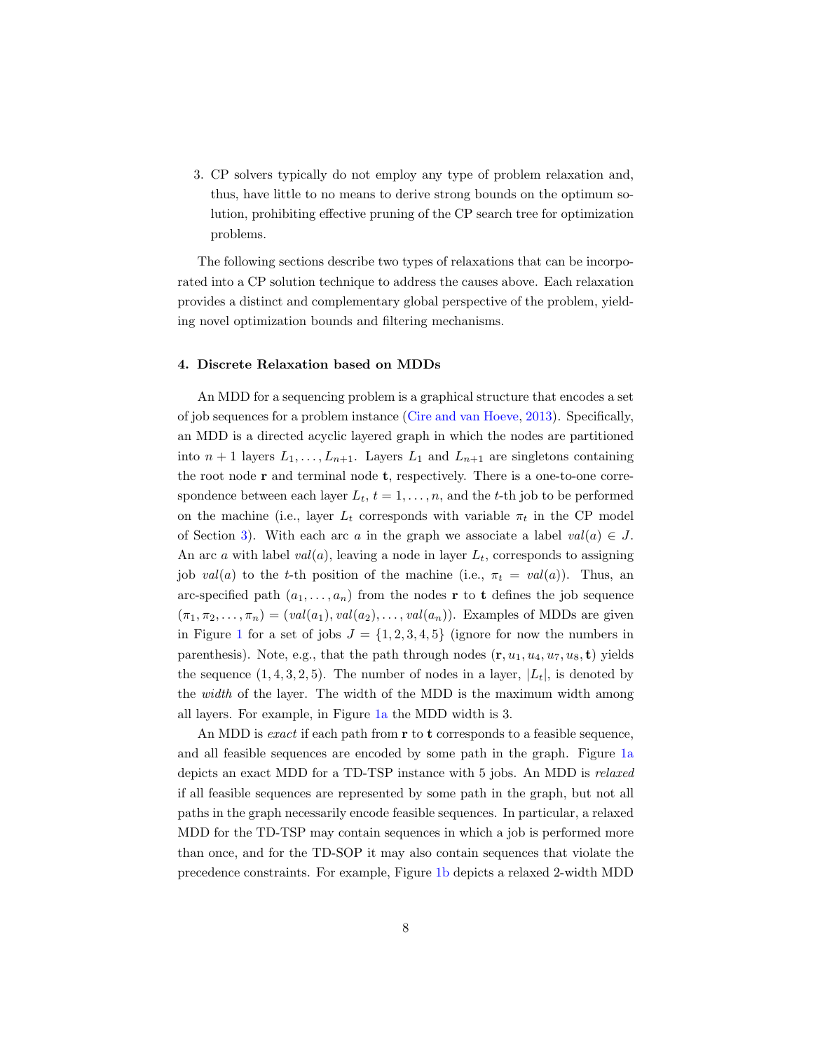3. CP solvers typically do not employ any type of problem relaxation and, thus, have little to no means to derive strong bounds on the optimum solution, prohibiting effective pruning of the CP search tree for optimization problems.

The following sections describe two types of relaxations that can be incorporated into a CP solution technique to address the causes above. Each relaxation provides a distinct and complementary global perspective of the problem, yielding novel optimization bounds and filtering mechanisms.

#### 4. Discrete Relaxation based on MDDs

An MDD for a sequencing problem is a graphical structure that encodes a set of job sequences for a problem instance (Cire and van Hoeve, 2013). Specifically, an MDD is a directed acyclic layered graph in which the nodes are partitioned into $n + 1$ layers $L_1, \ldots, L_{n+1}$. Layers $L_1$ and $L_{n+1}$ are singletons containing the root node $\mathbf{r}$ and terminal node $\mathbf{t}$, respectively. There is a one-to-one correspondence between each layer $L_t$, $t = 1, \ldots, n$, and the $t$-th job to be performed on the machine (i.e., layer $L_t$ corresponds with variable $\pi_t$ in the CP model of Section 3). With each arc $a$ in the graph we associate a label $val(a) \in J$. An arc $a$ with label $val(a)$, leaving a node in layer $L_t$, corresponds to assigning job $val(a)$ to the $t$-th position of the machine (i.e., $\pi_t = val(a)$). Thus, an arc-specified path $(a_1, \ldots, a_n)$ from the nodes $\mathbf{r}$ to $\mathbf{t}$ defines the job sequence $(\pi_1, \pi_2, \ldots, \pi_n) = (val(a_1), val(a_2), \ldots, val(a_n))$. Examples of MDDs are given in Figure 1 for a set of jobs $J = \{1, 2, 3, 4, 5\}$ (ignore for now the numbers in parenthesis). Note, e.g., that the path through nodes $(\mathbf{r}, u_1, u_4, u_7, u_8, \mathbf{t})$ yields the sequence $(1, 4, 3, 2, 5)$. The number of nodes in a layer, $|L_t|$, is denoted by the *width* of the layer. The width of the MDD is the maximum width among all layers. For example, in Figure 1a the MDD width is 3.

An MDD is *exact* if each path from $\mathbf{r}$ to $\mathbf{t}$ corresponds to a feasible sequence, and all feasible sequences are encoded by some path in the graph. Figure 1a depicts an exact MDD for a TD-TSP instance with 5 jobs. An MDD is *relaxed* if all feasible sequences are represented by some path in the graph, but not all paths in the graph necessarily encode feasible sequences. In particular, a relaxed MDD for the TD-TSP may contain sequences in which a job is performed more than once, and for the TD-SOP it may also contain sequences that violate the precedence constraints. For example, Figure 1b depicts a relaxed 2-width MDD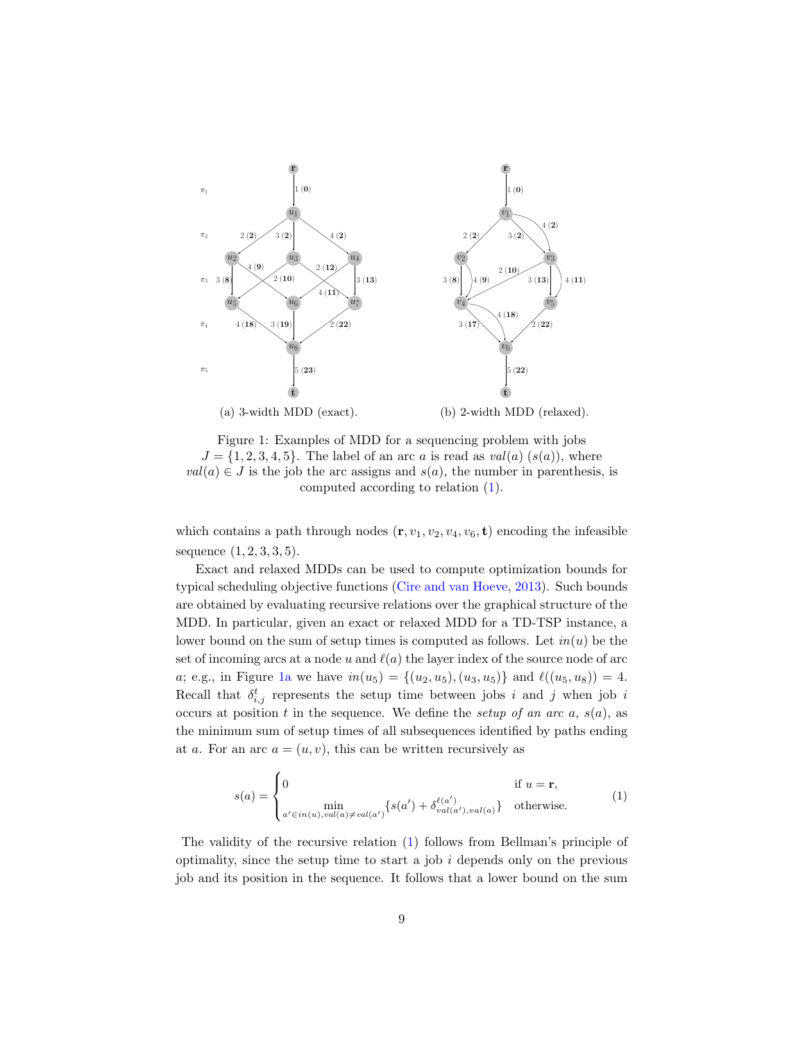(a) 3-width MDD (exact).

(b) 2-width MDD (relaxed).

Figure 1: Examples of MDD for a sequencing problem with jobs $J = \{1, 2, 3, 4, 5\}$. The label of an arc $a$ is read as $val(a)$ $(s(a))$, where $val(a) \in J$ is the job the arc assigns and $s(a)$, the number in parenthesis, is computed according to relation (1).

which contains a path through nodes $(\mathbf{r}, v_1, v_2, v_4, v_6, \mathbf{t})$ encoding the infeasible sequence $(1, 2, 3, 3, 5)$.

Exact and relaxed MDDs can be used to compute optimization bounds for typical scheduling objective functions (Cire and van Hoeve, 2013). Such bounds are obtained by evaluating recursive relations over the graphical structure of the MDD. In particular, given an exact or relaxed MDD for a TD-TSP instance, a lower bound on the sum of setup times is computed as follows. Let $in(u)$ be the set of incoming arcs at a node $u$ and $\ell(a)$ the layer index of the source node of arc $a$; e.g., in Figure 1a we have $in(u_5) = \{(u_2, u_5), (u_3, u_5)\}$ and $\ell((u_5, u_8)) = 4$. Recall that $\delta^t_{i,j}$ represents the setup time between jobs $i$ and $j$ when job $i$ occurs at position $t$ in the sequence. We define the *setup of an arc a*, $s(a)$, as the minimum sum of setup times of all subsequences identified by paths ending at $a$. For an arc $a = (u, v)$, this can be written recursively as

$$
s(a) = \begin{cases} 0 & \text{if } u = \mathbf{r}, \\ \min\limits_{a' \in in(u), val(a) \neq val(a')} \{s(a') + \delta^{\ell(a')}_{val(a'), val(a)}\} & \text{otherwise.} \end{cases} \tag{1}
$$

The validity of the recursive relation (1) follows from Bellman's principle of optimality, since the setup time to start a job $i$ depends only on the previous job and its position in the sequence. It follows that a lower bound on the sum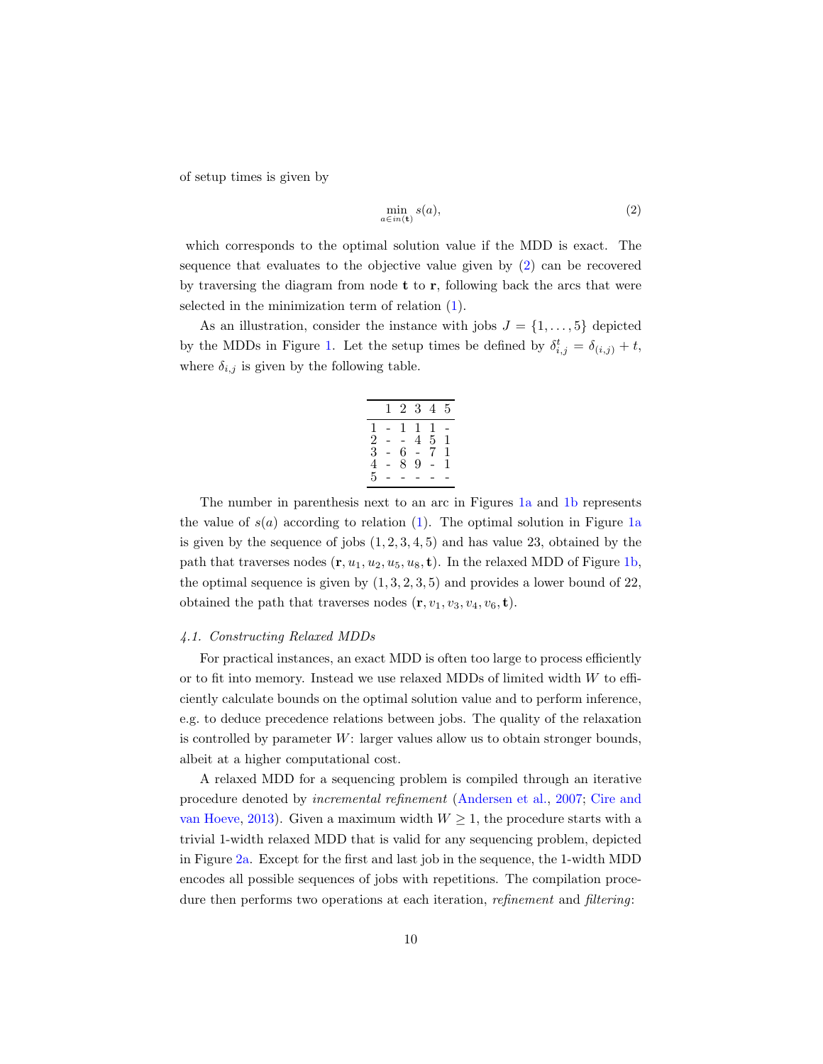of setup times is given by

$$\min_{a \in in(\mathbf{t})} s(a), \tag{2}$$

which corresponds to the optimal solution value if the MDD is exact. The sequence that evaluates to the objective value given by (2) can be recovered by traversing the diagram from node $\mathbf{t}$ to $\mathbf{r}$, following back the arcs that were selected in the minimization term of relation (1).

As an illustration, consider the instance with jobs $J = \{1, \ldots, 5\}$ depicted by the MDDs in Figure 1. Let the setup times be defined by $\delta^t_{i,j} = \delta_{(i,j)} + t$, where $\delta_{i,j}$ is given by the following table.

| | 1 | 2 | 3 | 4 | 5 |
|---|---|---|---|---|---|
| 1 | - | 1 | 1 | 1 | - |
| 2 | - | - | 4 | 5 | 1 |
| 3 | - | 6 | - | 7 | 1 |
| 4 | - | 8 | 9 | - | 1 |
| 5 | - | - | - | - | - |

The number in parenthesis next to an arc in Figures 1a and 1b represents the value of $s(a)$ according to relation (1). The optimal solution in Figure 1a is given by the sequence of jobs $(1, 2, 3, 4, 5)$ and has value 23, obtained by the path that traverses nodes $(\mathbf{r}, u_1, u_2, u_5, u_8, \mathbf{t})$. In the relaxed MDD of Figure 1b, the optimal sequence is given by $(1, 3, 2, 3, 5)$ and provides a lower bound of 22, obtained the path that traverses nodes $(\mathbf{r}, v_1, v_3, v_4, v_6, \mathbf{t})$.

### *4.1. Constructing Relaxed MDDs*

For practical instances, an exact MDD is often too large to process efficiently or to fit into memory. Instead we use relaxed MDDs of limited width $W$ to efficiently calculate bounds on the optimal solution value and to perform inference, e.g. to deduce precedence relations between jobs. The quality of the relaxation is controlled by parameter $W$: larger values allow us to obtain stronger bounds, albeit at a higher computational cost.

A relaxed MDD for a sequencing problem is compiled through an iterative procedure denoted by *incremental refinement* (Andersen et al., 2007; Cire and van Hoeve, 2013). Given a maximum width $W \geq 1$, the procedure starts with a trivial 1-width relaxed MDD that is valid for any sequencing problem, depicted in Figure 2a. Except for the first and last job in the sequence, the 1-width MDD encodes all possible sequences of jobs with repetitions. The compilation procedure then performs two operations at each iteration, *refinement* and *filtering*: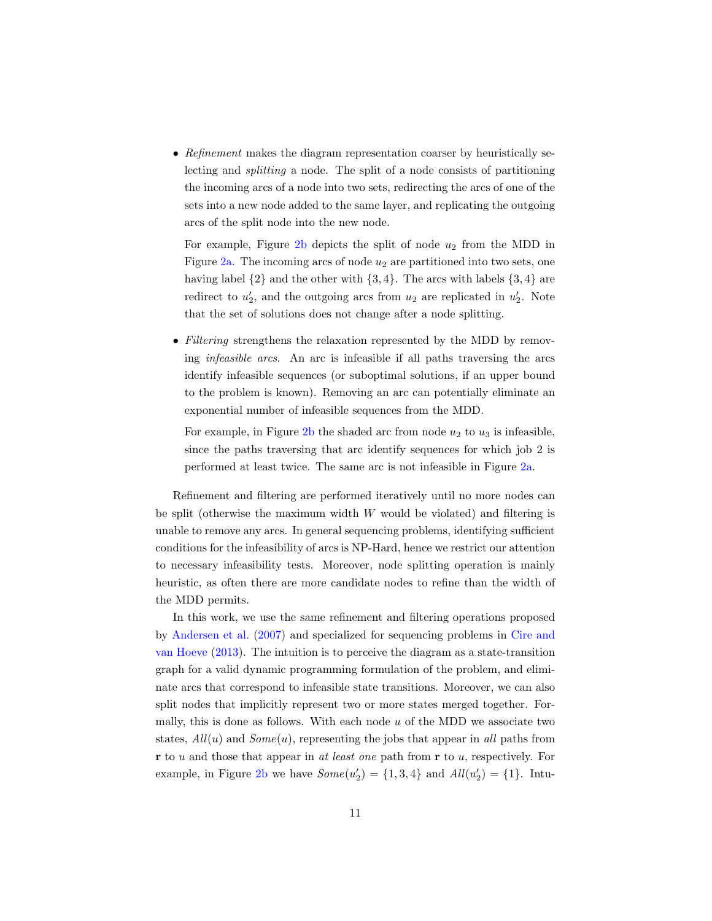- *Refinement* makes the diagram representation coarser by heuristically selecting and *splitting* a node. The split of a node consists of partitioning the incoming arcs of a node into two sets, redirecting the arcs of one of the sets into a new node added to the same layer, and replicating the outgoing arcs of the split node into the new node.

  For example, Figure 2b depicts the split of node $u_2$ from the MDD in Figure 2a. The incoming arcs of node $u_2$ are partitioned into two sets, one having label $\{2\}$ and the other with $\{3, 4\}$. The arcs with labels $\{3, 4\}$ are redirect to $u_2'$, and the outgoing arcs from $u_2$ are replicated in $u_2'$. Note that the set of solutions does not change after a node splitting.

- *Filtering* strengthens the relaxation represented by the MDD by removing *infeasible arcs*. An arc is infeasible if all paths traversing the arcs identify infeasible sequences (or suboptimal solutions, if an upper bound to the problem is known). Removing an arc can potentially eliminate an exponential number of infeasible sequences from the MDD.

  For example, in Figure 2b the shaded arc from node $u_2$ to $u_3$ is infeasible, since the paths traversing that arc identify sequences for which job 2 is performed at least twice. The same arc is not infeasible in Figure 2a.

Refinement and filtering are performed iteratively until no more nodes can be split (otherwise the maximum width $W$ would be violated) and filtering is unable to remove any arcs. In general sequencing problems, identifying sufficient conditions for the infeasibility of arcs is NP-Hard, hence we restrict our attention to necessary infeasibility tests. Moreover, node splitting operation is mainly heuristic, as often there are more candidate nodes to refine than the width of the MDD permits.

In this work, we use the same refinement and filtering operations proposed by Andersen et al. (2007) and specialized for sequencing problems in Cire and van Hoeve (2013). The intuition is to perceive the diagram as a state-transition graph for a valid dynamic programming formulation of the problem, and eliminate arcs that correspond to infeasible state transitions. Moreover, we can also split nodes that implicitly represent two or more states merged together. Formally, this is done as follows. With each node $u$ of the MDD we associate two states, $\mathit{All}(u)$ and $\mathit{Some}(u)$, representing the jobs that appear in *all* paths from $\mathbf{r}$ to $u$ and those that appear in *at least one* path from $\mathbf{r}$ to $u$, respectively. For example, in Figure 2b we have $\mathit{Some}(u_2') = \{1, 3, 4\}$ and $\mathit{All}(u_2') = \{1\}$. Intu-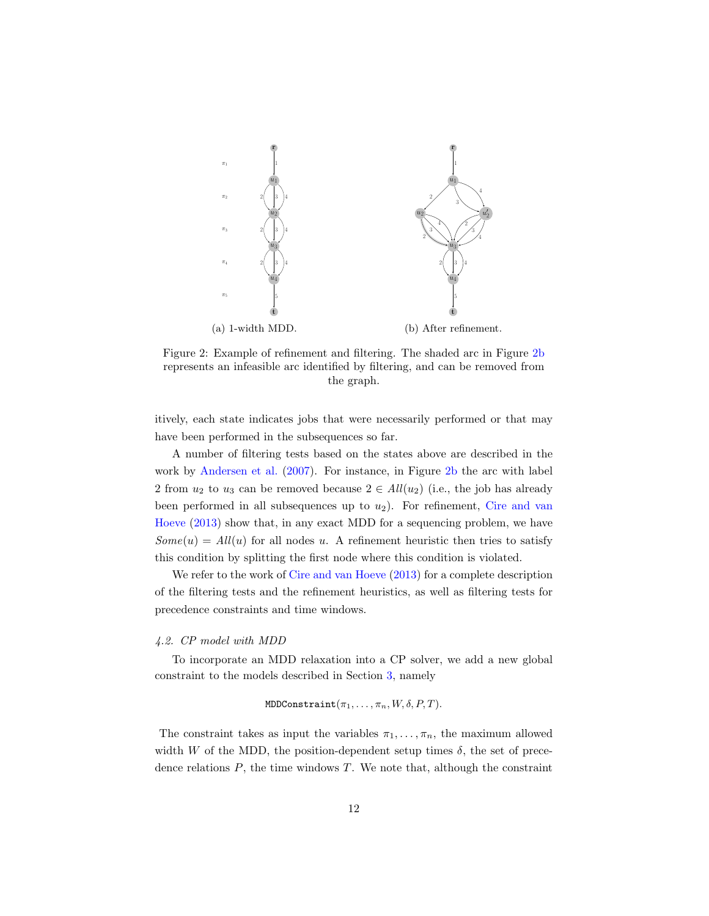(a) 1-width MDD.

(b) After refinement.

Figure 2: Example of refinement and filtering. The shaded arc in Figure 2b represents an infeasible arc identified by filtering, and can be removed from the graph.

itively, each state indicates jobs that were necessarily performed or that may have been performed in the subsequences so far.

A number of filtering tests based on the states above are described in the work by Andersen et al. (2007). For instance, in Figure 2b the arc with label 2 from $u_2$ to $u_3$ can be removed because $2 \in All(u_2)$ (i.e., the job has already been performed in all subsequences up to $u_2$). For refinement, Cire and van Hoeve (2013) show that, in any exact MDD for a sequencing problem, we have $Some(u) = All(u)$ for all nodes $u$. A refinement heuristic then tries to satisfy this condition by splitting the first node where this condition is violated.

We refer to the work of Cire and van Hoeve (2013) for a complete description of the filtering tests and the refinement heuristics, as well as filtering tests for precedence constraints and time windows.

### 4.2. CP model with MDD

To incorporate an MDD relaxation into a CP solver, we add a new global constraint to the models described in Section 3, namely

$$\texttt{MDDConstraint}(\pi_1, \ldots, \pi_n, W, \delta, P, T).$$

The constraint takes as input the variables $\pi_1, \ldots, \pi_n$, the maximum allowed width $W$ of the MDD, the position-dependent setup times $\delta$, the set of precedence relations $P$, the time windows $T$. We note that, although the constraint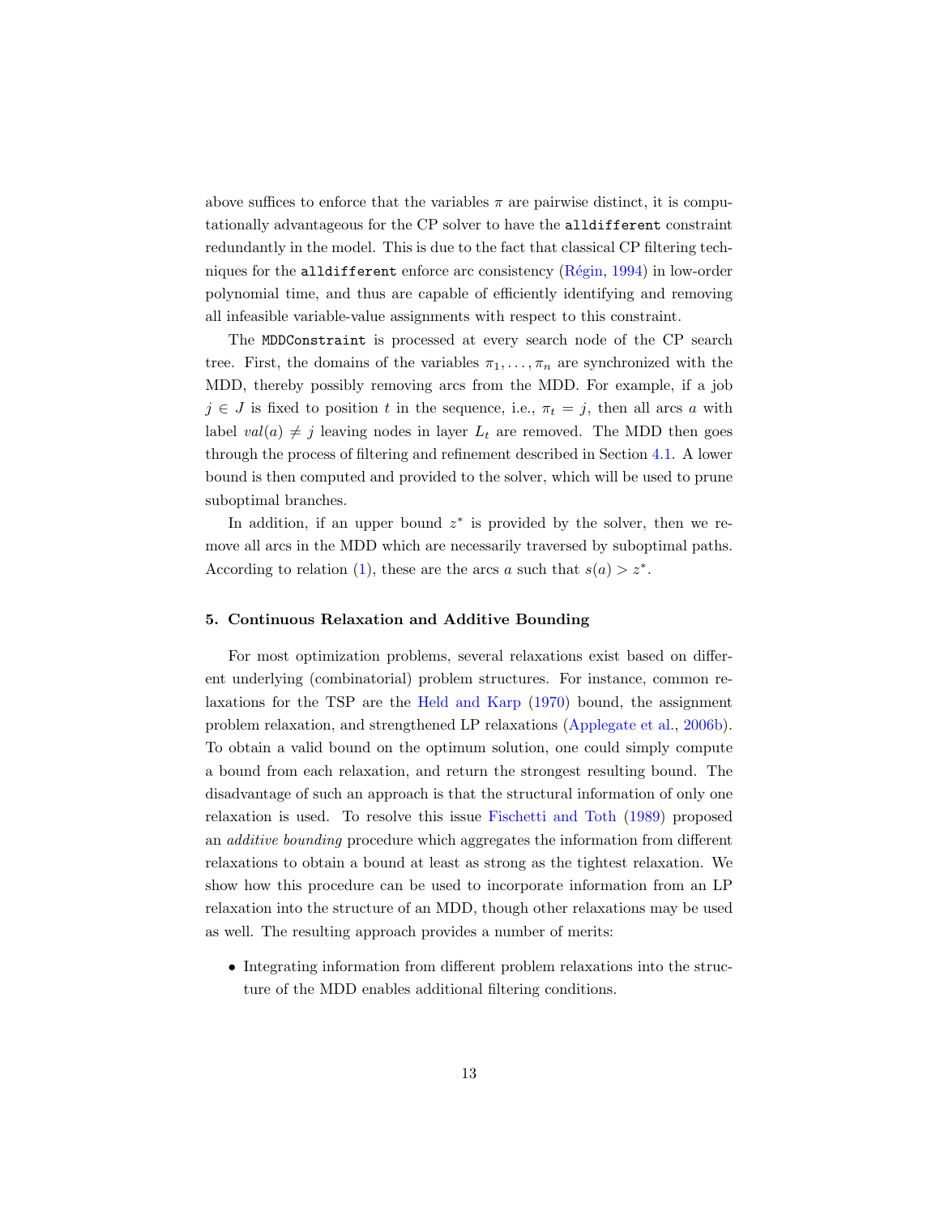above suffices to enforce that the variables $\pi$ are pairwise distinct, it is computationally advantageous for the CP solver to have the `alldifferent` constraint redundantly in the model. This is due to the fact that classical CP filtering techniques for the `alldifferent` enforce arc consistency (Régin, 1994) in low-order polynomial time, and thus are capable of efficiently identifying and removing all infeasible variable-value assignments with respect to this constraint.

The `MDDConstraint` is processed at every search node of the CP search tree. First, the domains of the variables $\pi_1, \ldots, \pi_n$ are synchronized with the MDD, thereby possibly removing arcs from the MDD. For example, if a job $j \in J$ is fixed to position $t$ in the sequence, i.e., $\pi_t = j$, then all arcs $a$ with label $val(a) \neq j$ leaving nodes in layer $L_t$ are removed. The MDD then goes through the process of filtering and refinement described in Section 4.1. A lower bound is then computed and provided to the solver, which will be used to prune suboptimal branches.

In addition, if an upper bound $z^*$ is provided by the solver, then we remove all arcs in the MDD which are necessarily traversed by suboptimal paths. According to relation (1), these are the arcs $a$ such that $s(a) > z^*$.

## 5. Continuous Relaxation and Additive Bounding

For most optimization problems, several relaxations exist based on different underlying (combinatorial) problem structures. For instance, common relaxations for the TSP are the Held and Karp (1970) bound, the assignment problem relaxation, and strengthened LP relaxations (Applegate et al., 2006b). To obtain a valid bound on the optimum solution, one could simply compute a bound from each relaxation, and return the strongest resulting bound. The disadvantage of such an approach is that the structural information of only one relaxation is used. To resolve this issue Fischetti and Toth (1989) proposed an *additive bounding* procedure which aggregates the information from different relaxations to obtain a bound at least as strong as the tightest relaxation. We show how this procedure can be used to incorporate information from an LP relaxation into the structure of an MDD, though other relaxations may be used as well. The resulting approach provides a number of merits:

- Integrating information from different problem relaxations into the structure of the MDD enables additional filtering conditions.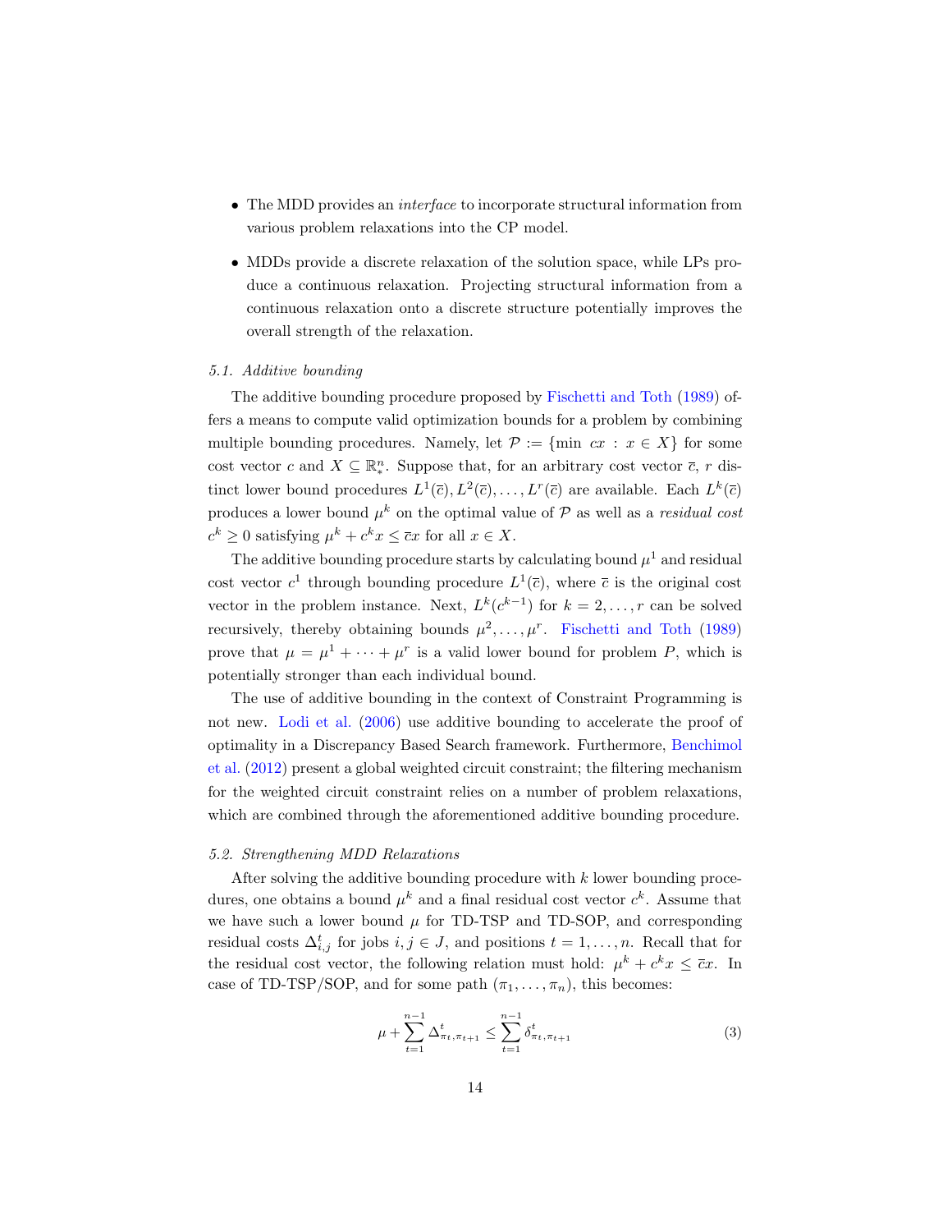- The MDD provides an *interface* to incorporate structural information from various problem relaxations into the CP model.

- MDDs provide a discrete relaxation of the solution space, while LPs produce a continuous relaxation. Projecting structural information from a continuous relaxation onto a discrete structure potentially improves the overall strength of the relaxation.

### *5.1. Additive bounding*

The additive bounding procedure proposed by Fischetti and Toth (1989) offers a means to compute valid optimization bounds for a problem by combining multiple bounding procedures. Namely, let $\mathcal{P} := \{\min\ cx : x \in X\}$ for some cost vector $c$ and $X \subseteq \mathbb{R}^n_*$. Suppose that, for an arbitrary cost vector $\bar{c}$, $r$ distinct lower bound procedures $L^1(\bar{c}), L^2(\bar{c}), \ldots, L^r(\bar{c})$ are available. Each $L^k(\bar{c})$ produces a lower bound $\mu^k$ on the optimal value of $\mathcal{P}$ as well as a *residual cost* $c^k \geq 0$ satisfying $\mu^k + c^k x \leq \bar{c}x$ for all $x \in X$.

The additive bounding procedure starts by calculating bound $\mu^1$ and residual cost vector $c^1$ through bounding procedure $L^1(\bar{c})$, where $\bar{c}$ is the original cost vector in the problem instance. Next, $L^k(c^{k-1})$ for $k = 2, \ldots, r$ can be solved recursively, thereby obtaining bounds $\mu^2, \ldots, \mu^r$. Fischetti and Toth (1989) prove that $\mu = \mu^1 + \cdots + \mu^r$ is a valid lower bound for problem $P$, which is potentially stronger than each individual bound.

The use of additive bounding in the context of Constraint Programming is not new. Lodi et al. (2006) use additive bounding to accelerate the proof of optimality in a Discrepancy Based Search framework. Furthermore, Benchimol et al. (2012) present a global weighted circuit constraint; the filtering mechanism for the weighted circuit constraint relies on a number of problem relaxations, which are combined through the aforementioned additive bounding procedure.

### *5.2. Strengthening MDD Relaxations*

After solving the additive bounding procedure with $k$ lower bounding procedures, one obtains a bound $\mu^k$ and a final residual cost vector $c^k$. Assume that we have such a lower bound $\mu$ for TD-TSP and TD-SOP, and corresponding residual costs $\Delta^t_{i,j}$ for jobs $i, j \in J$, and positions $t = 1, \ldots, n$. Recall that for the residual cost vector, the following relation must hold: $\mu^k + c^k x \leq \bar{c}x$. In case of TD-TSP/SOP, and for some path $(\pi_1, \ldots, \pi_n)$, this becomes:

$$\mu + \sum_{t=1}^{n-1} \Delta^t_{\pi_t,\pi_{t+1}} \leq \sum_{t=1}^{n-1} \delta^t_{\pi_t,\pi_{t+1}} \tag{3}$$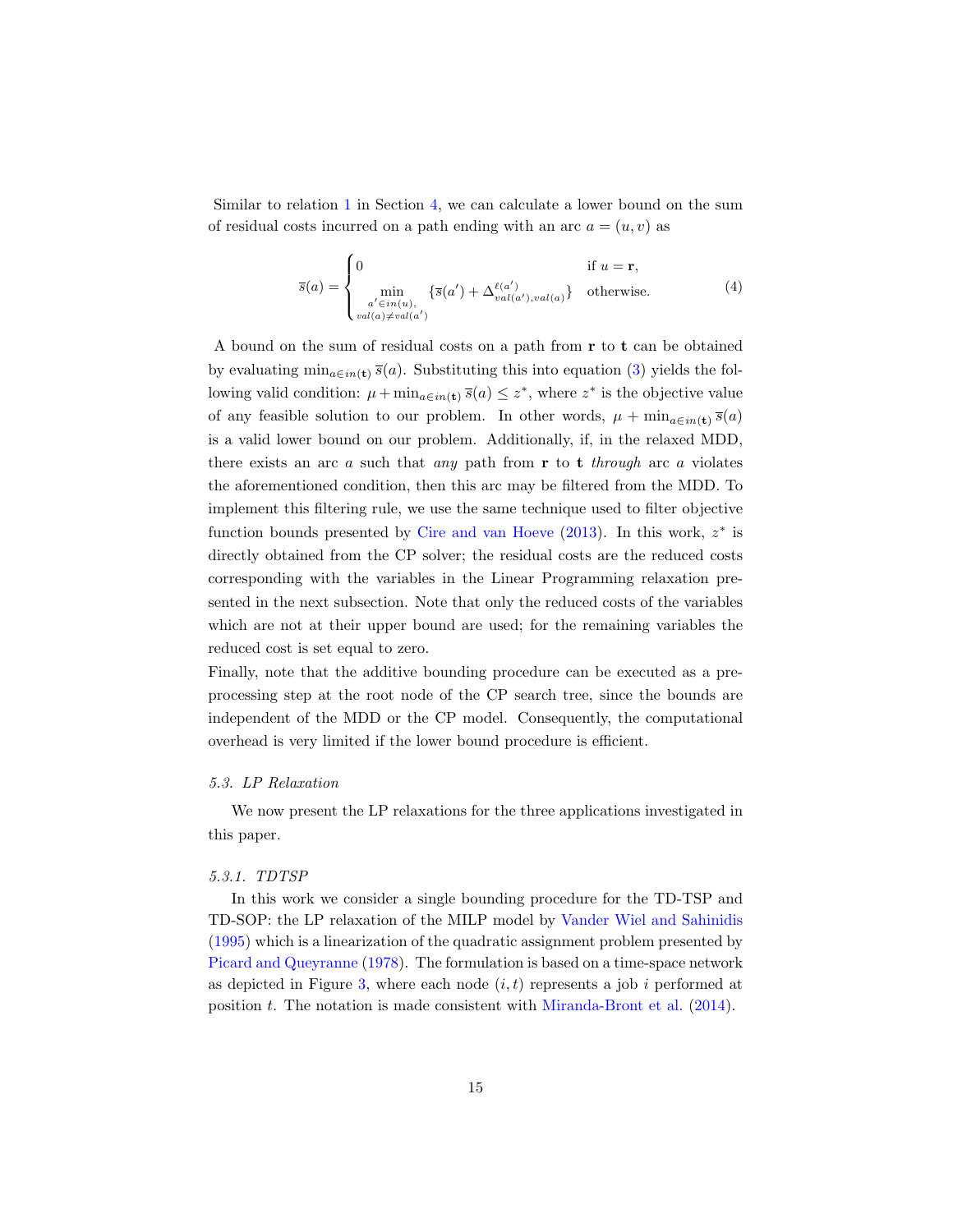Similar to relation 1 in Section 4, we can calculate a lower bound on the sum of residual costs incurred on a path ending with an arc $a = (u, v)$ as

$$\overline{s}(a) = \begin{cases} 0 & \text{if } u = \mathbf{r}, \\ \min\limits_{\substack{a' \in in(u), \\ val(a) \neq val(a')}} \{\overline{s}(a') + \Delta^{\ell(a')}_{val(a'),val(a)}\} & \text{otherwise.} \end{cases} \tag{4}$$

A bound on the sum of residual costs on a path from $\mathbf{r}$ to $\mathbf{t}$ can be obtained by evaluating $\min_{a \in in(\mathbf{t})} \overline{s}(a)$. Substituting this into equation (3) yields the following valid condition: $\mu + \min_{a \in in(\mathbf{t})} \overline{s}(a) \leq z^*$, where $z^*$ is the objective value of any feasible solution to our problem. In other words, $\mu + \min_{a \in in(\mathbf{t})} \overline{s}(a)$ is a valid lower bound on our problem. Additionally, if, in the relaxed MDD, there exists an arc $a$ such that *any* path from $\mathbf{r}$ to $\mathbf{t}$ *through* arc $a$ violates the aforementioned condition, then this arc may be filtered from the MDD. To implement this filtering rule, we use the same technique used to filter objective function bounds presented by Cire and van Hoeve (2013). In this work, $z^*$ is directly obtained from the CP solver; the residual costs are the reduced costs corresponding with the variables in the Linear Programming relaxation presented in the next subsection. Note that only the reduced costs of the variables which are not at their upper bound are used; for the remaining variables the reduced cost is set equal to zero.

Finally, note that the additive bounding procedure can be executed as a preprocessing step at the root node of the CP search tree, since the bounds are independent of the MDD or the CP model. Consequently, the computational overhead is very limited if the lower bound procedure is efficient.

### *5.3. LP Relaxation*

We now present the LP relaxations for the three applications investigated in this paper.

#### *5.3.1. TDTSP*

In this work we consider a single bounding procedure for the TD-TSP and TD-SOP: the LP relaxation of the MILP model by Vander Wiel and Sahinidis (1995) which is a linearization of the quadratic assignment problem presented by Picard and Queyranne (1978). The formulation is based on a time-space network as depicted in Figure 3, where each node $(i, t)$ represents a job $i$ performed at position $t$. The notation is made consistent with Miranda-Bront et al. (2014).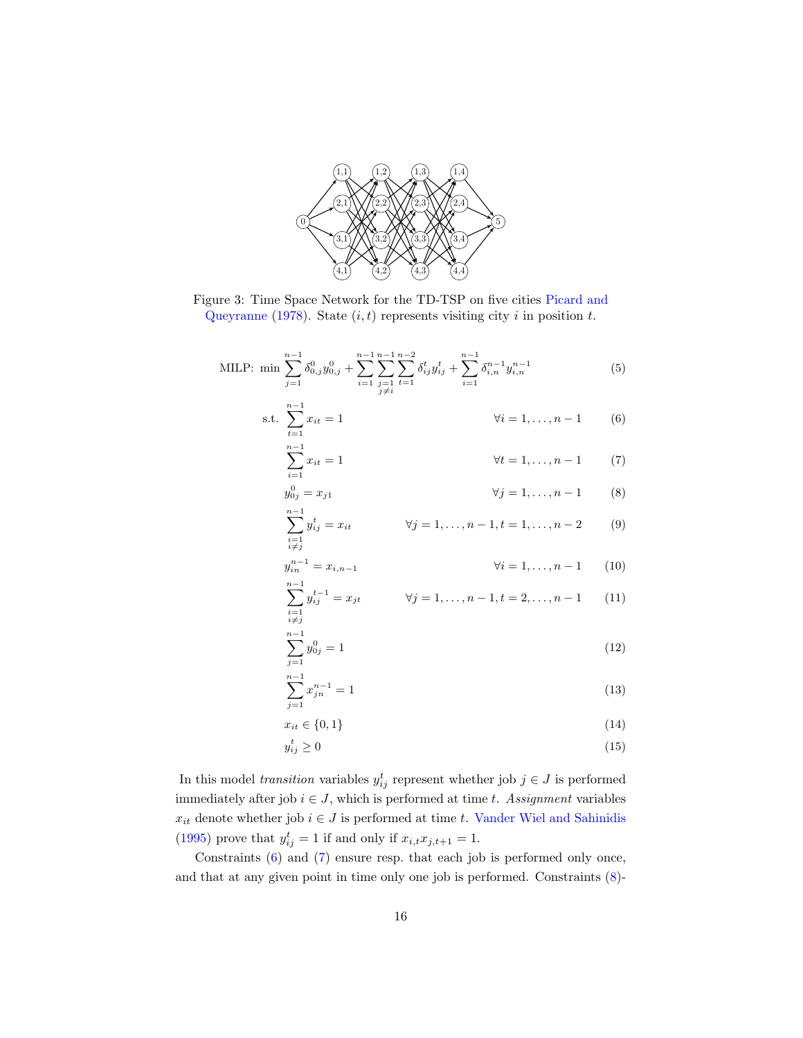Figure 3: Time Space Network for the TD-TSP on five cities Picard and Queyranne (1978). State $(i, t)$ represents visiting city $i$ in position $t$.

$$\text{MILP: } \min \sum_{j=1}^{n-1} \delta_{0,j}^{0} y_{0,j}^{0} + \sum_{i=1}^{n-1} \sum_{\substack{j=1 \\ j \neq i}}^{n-1} \sum_{t=1}^{n-2} \delta_{ij}^{t} y_{ij}^{t} + \sum_{i=1}^{n-1} \delta_{i,n}^{n-1} y_{i,n}^{n-1} \tag{5}$$

$$\text{s.t. } \sum_{t=1}^{n-1} x_{it} = 1 \qquad \forall i = 1, \ldots, n-1 \tag{6}$$

$$\sum_{i=1}^{n-1} x_{it} = 1 \qquad \forall t = 1, \ldots, n-1 \tag{7}$$

$$y_{0j}^{0} = x_{j1} \qquad \forall j = 1, \ldots, n-1 \tag{8}$$

$$\sum_{\substack{i=1 \\ i \neq j}}^{n-1} y_{ij}^{t} = x_{it} \qquad \forall j = 1, \ldots, n-1, t = 1, \ldots, n-2 \tag{9}$$

$$y_{in}^{n-1} = x_{i,n-1} \qquad \forall i = 1, \ldots, n-1 \tag{10}$$

$$\sum_{\substack{i=1 \\ i \neq j}}^{n-1} y_{ij}^{t-1} = x_{jt} \qquad \forall j = 1, \ldots, n-1, t = 2, \ldots, n-1 \tag{11}$$

$$\sum_{j=1}^{n-1} y_{0j}^{0} = 1 \tag{12}$$

$$\sum_{j=1}^{n-1} x_{jn}^{n-1} = 1 \tag{13}$$

$$x_{it} \in \{0, 1\} \tag{14}$$

$$y_{ij}^{t} \geq 0 \tag{15}$$

In this model *transition* variables $y_{ij}^{t}$ represent whether job $j \in J$ is performed immediately after job $i \in J$, which is performed at time $t$. *Assignment* variables $x_{it}$ denote whether job $i \in J$ is performed at time $t$. Vander Wiel and Sahinidis (1995) prove that $y_{ij}^{t} = 1$ if and only if $x_{i,t} x_{j,t+1} = 1$.

Constraints (6) and (7) ensure resp. that each job is performed only once, and that at any given point in time only one job is performed. Constraints (8)-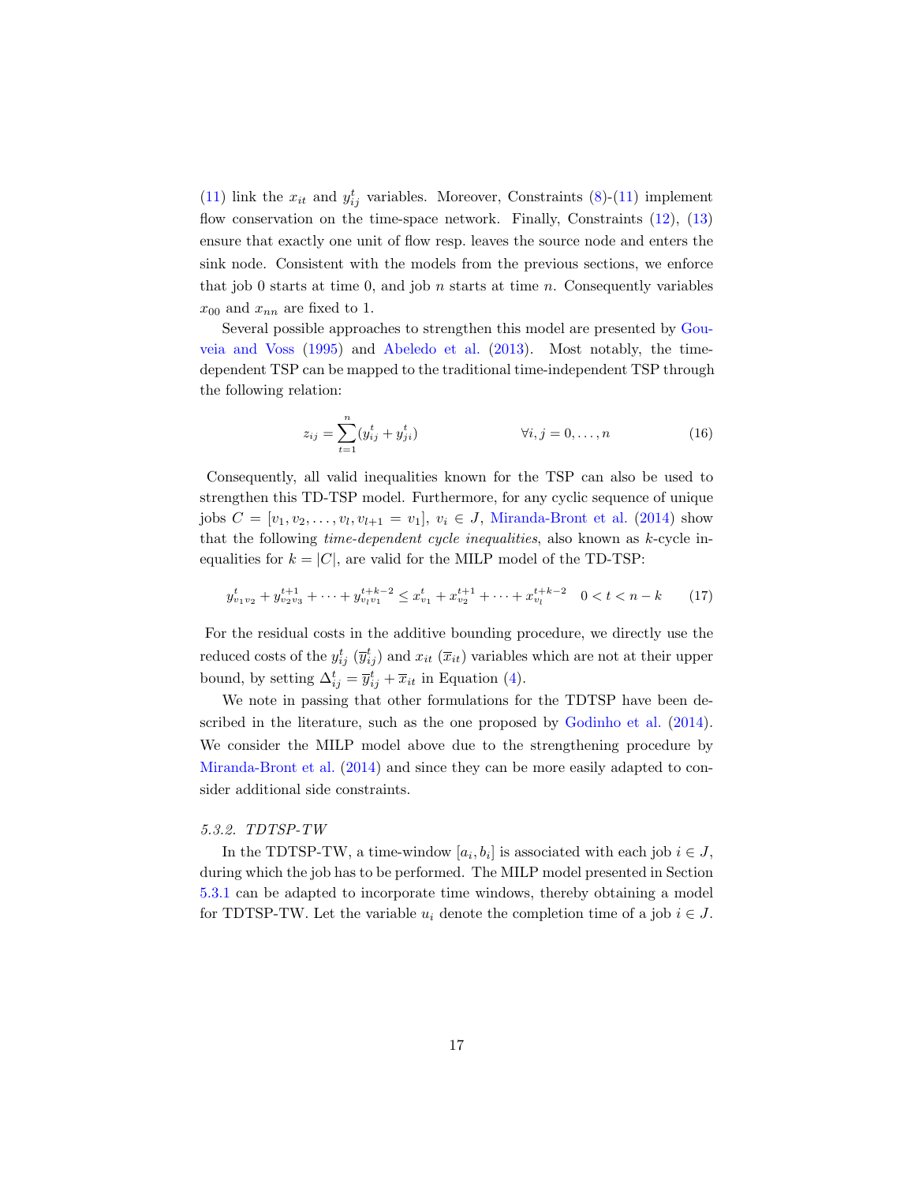(11) link the $x_{it}$ and $y^t_{ij}$ variables. Moreover, Constraints (8)-(11) implement flow conservation on the time-space network. Finally, Constraints (12), (13) ensure that exactly one unit of flow resp. leaves the source node and enters the sink node. Consistent with the models from the previous sections, we enforce that job 0 starts at time 0, and job $n$ starts at time $n$. Consequently variables $x_{00}$ and $x_{nn}$ are fixed to 1.

Several possible approaches to strengthen this model are presented by Gouveia and Voss (1995) and Abeledo et al. (2013). Most notably, the time-dependent TSP can be mapped to the traditional time-independent TSP through the following relation:

$$z_{ij} = \sum_{t=1}^{n} (y^t_{ij} + y^t_{ji}) \qquad \forall i, j = 0, \dots, n \tag{16}$$

Consequently, all valid inequalities known for the TSP can also be used to strengthen this TD-TSP model. Furthermore, for any cyclic sequence of unique jobs $C = [v_1, v_2, \dots, v_l, v_{l+1} = v_1]$, $v_i \in J$, Miranda-Bront et al. (2014) show that the following *time-dependent cycle inequalities*, also known as $k$-cycle inequalities for $k = |C|$, are valid for the MILP model of the TD-TSP:

$$y^t_{v_1 v_2} + y^{t+1}_{v_2 v_3} + \dots + y^{t+k-2}_{v_l v_1} \leq x^t_{v_1} + x^{t+1}_{v_2} + \dots + x^{t+k-2}_{v_l} \quad 0 < t < n-k \tag{17}$$

For the residual costs in the additive bounding procedure, we directly use the reduced costs of the $y^t_{ij}$ ($\overline{y}^t_{ij}$) and $x_{it}$ ($\overline{x}_{it}$) variables which are not at their upper bound, by setting $\Delta^t_{ij} = \overline{y}^t_{ij} + \overline{x}_{it}$ in Equation (4).

We note in passing that other formulations for the TDTSP have been described in the literature, such as the one proposed by Godinho et al. (2014). We consider the MILP model above due to the strengthening procedure by Miranda-Bront et al. (2014) and since they can be more easily adapted to consider additional side constraints.

### 5.3.2. TDTSP-TW

In the TDTSP-TW, a time-window $[a_i, b_i]$ is associated with each job $i \in J$, during which the job has to be performed. The MILP model presented in Section 5.3.1 can be adapted to incorporate time windows, thereby obtaining a model for TDTSP-TW. Let the variable $u_i$ denote the completion time of a job $i \in J$.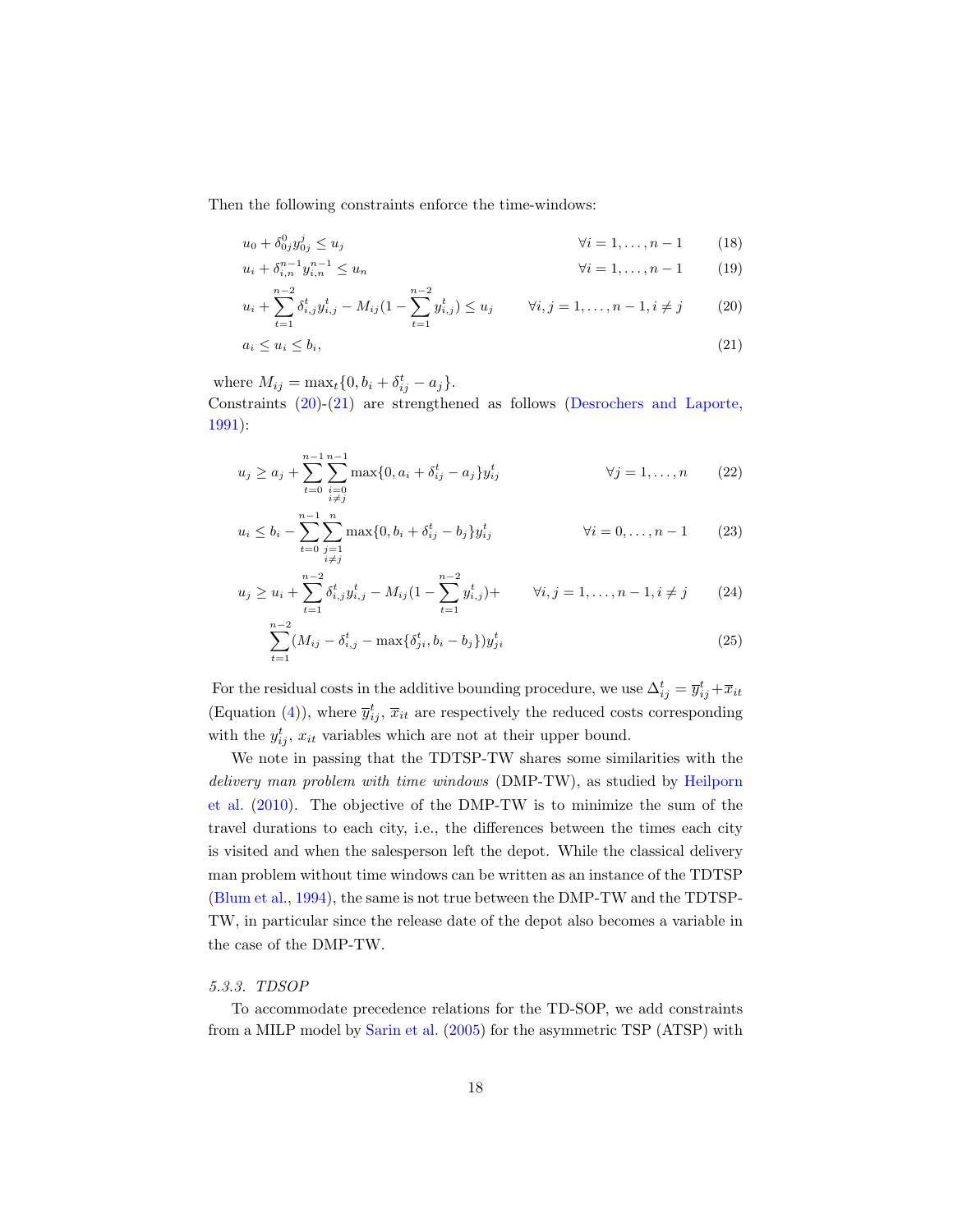Then the following constraints enforce the time-windows:

$$u_0 + \delta^0_{0j} y^j_{0j} \leq u_j \qquad \forall i = 1, \ldots, n-1 \tag{18}$$

$$u_i + \delta^{n-1}_{i,n} y^{n-1}_{i,n} \leq u_n \qquad \forall i = 1, \ldots, n-1 \tag{19}$$

$$u_i + \sum_{t=1}^{n-2} \delta^t_{i,j} y^t_{i,j} - M_{ij}(1 - \sum_{t=1}^{n-2} y^t_{i,j}) \leq u_j \qquad \forall i, j = 1, \ldots, n-1, i \neq j \tag{20}$$

$$a_i \leq u_i \leq b_i, \tag{21}$$

where $M_{ij} = \max_t \{0, b_i + \delta^t_{ij} - a_j\}$.
Constraints (20)-(21) are strengthened as follows (Desrochers and Laporte, 1991):

$$u_j \geq a_j + \sum_{t=0}^{n-1} \sum_{\substack{i=0 \\ i \neq j}}^{n-1} \max\{0, a_i + \delta^t_{ij} - a_j\} y^t_{ij} \qquad \forall j = 1, \ldots, n \tag{22}$$

$$u_i \leq b_i - \sum_{t=0}^{n-1} \sum_{\substack{j=1 \\ i \neq j}}^{n} \max\{0, b_i + \delta^t_{ij} - b_j\} y^t_{ij} \qquad \forall i = 0, \ldots, n-1 \tag{23}$$

$$u_j \geq u_i + \sum_{t=1}^{n-2} \delta^t_{i,j} y^t_{i,j} - M_{ij}(1 - \sum_{t=1}^{n-2} y^t_{i,j}) + \qquad \forall i, j = 1, \ldots, n-1, i \neq j \tag{24}$$

$$\sum_{t=1}^{n-2} (M_{ij} - \delta^t_{i,j} - \max\{\delta^t_{ji}, b_i - b_j\}) y^t_{ji} \tag{25}$$

For the residual costs in the additive bounding procedure, we use $\Delta^t_{ij} = \overline{y}^t_{ij} + \overline{x}_{it}$ (Equation (4)), where $\overline{y}^t_{ij}$, $\overline{x}_{it}$ are respectively the reduced costs corresponding with the $y^t_{ij}$, $x_{it}$ variables which are not at their upper bound.

We note in passing that the TDTSP-TW shares some similarities with the *delivery man problem with time windows* (DMP-TW), as studied by Heilporn et al. (2010). The objective of the DMP-TW is to minimize the sum of the travel durations to each city, i.e., the differences between the times each city is visited and when the salesperson left the depot. While the classical delivery man problem without time windows can be written as an instance of the TDTSP (Blum et al., 1994), the same is not true between the DMP-TW and the TDTSP-TW, in particular since the release date of the depot also becomes a variable in the case of the DMP-TW.

### *5.3.3. TDSOP*

To accommodate precedence relations for the TD-SOP, we add constraints from a MILP model by Sarin et al. (2005) for the asymmetric TSP (ATSP) with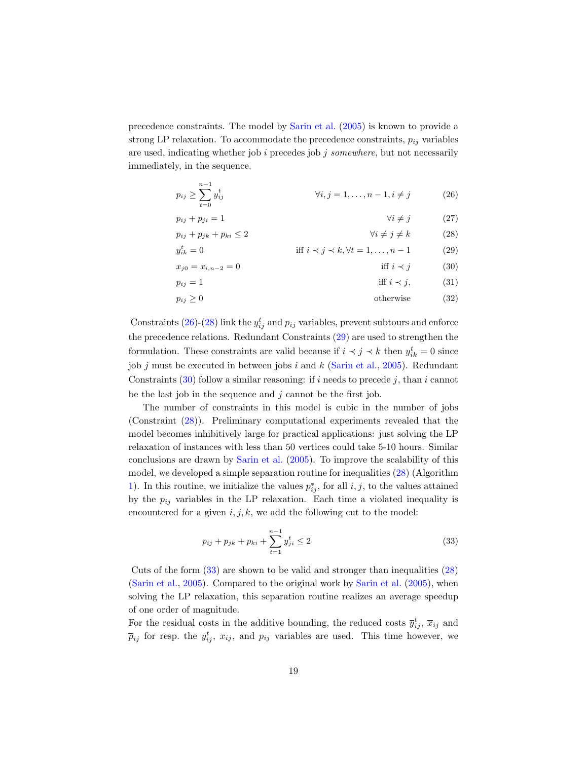precedence constraints. The model by Sarin et al. (2005) is known to provide a strong LP relaxation. To accommodate the precedence constraints, $p_{ij}$ variables are used, indicating whether job $i$ precedes job $j$ *somewhere*, but not necessarily immediately, in the sequence.

$$p_{ij} \geq \sum_{t=0}^{n-1} y_{ij}^{t} \qquad \forall i, j = 1, \ldots, n-1, i \neq j \tag{26}$$

$$p_{ij} + p_{ji} = 1 \qquad \forall i \neq j \tag{27}$$

$$p_{ij} + p_{jk} + p_{ki} \leq 2 \qquad \forall i \neq j \neq k \tag{28}$$

$$y_{ik}^{t} = 0 \qquad \text{iff } i \prec j \prec k, \forall t = 1, \ldots, n-1 \tag{29}$$

$$x_{j0} = x_{i,n-2} = 0 \qquad \text{iff } i \prec j \tag{30}$$

$$p_{ij} = 1 \qquad \text{iff } i \prec j, \tag{31}$$

$$p_{ij} \geq 0 \qquad \text{otherwise} \tag{32}$$

Constraints (26)-(28) link the $y_{ij}^{t}$ and $p_{ij}$ variables, prevent subtours and enforce the precedence relations. Redundant Constraints (29) are used to strengthen the formulation. These constraints are valid because if $i \prec j \prec k$ then $y_{ik}^{t} = 0$ since job $j$ must be executed in between jobs $i$ and $k$ (Sarin et al., 2005). Redundant Constraints (30) follow a similar reasoning: if $i$ needs to precede $j$, than $i$ cannot be the last job in the sequence and $j$ cannot be the first job.

The number of constraints in this model is cubic in the number of jobs (Constraint (28)). Preliminary computational experiments revealed that the model becomes inhibitively large for practical applications: just solving the LP relaxation of instances with less than 50 vertices could take 5-10 hours. Similar conclusions are drawn by Sarin et al. (2005). To improve the scalability of this model, we developed a simple separation routine for inequalities (28) (Algorithm 1). In this routine, we initialize the values $p_{ij}^{*}$, for all $i, j$, to the values attained by the $p_{ij}$ variables in the LP relaxation. Each time a violated inequality is encountered for a given $i, j, k$, we add the following cut to the model:

$$p_{ij} + p_{jk} + p_{ki} + \sum_{t=1}^{n-1} y_{ji}^{t} \leq 2 \tag{33}$$

Cuts of the form (33) are shown to be valid and stronger than inequalities (28) (Sarin et al., 2005). Compared to the original work by Sarin et al. (2005), when solving the LP relaxation, this separation routine realizes an average speedup of one order of magnitude.

For the residual costs in the additive bounding, the reduced costs $\overline{y}_{ij}^{t}$, $\overline{x}_{ij}$ and $\overline{p}_{ij}$ for resp. the $y_{ij}^{t}$, $x_{ij}$, and $p_{ij}$ variables are used. This time however, we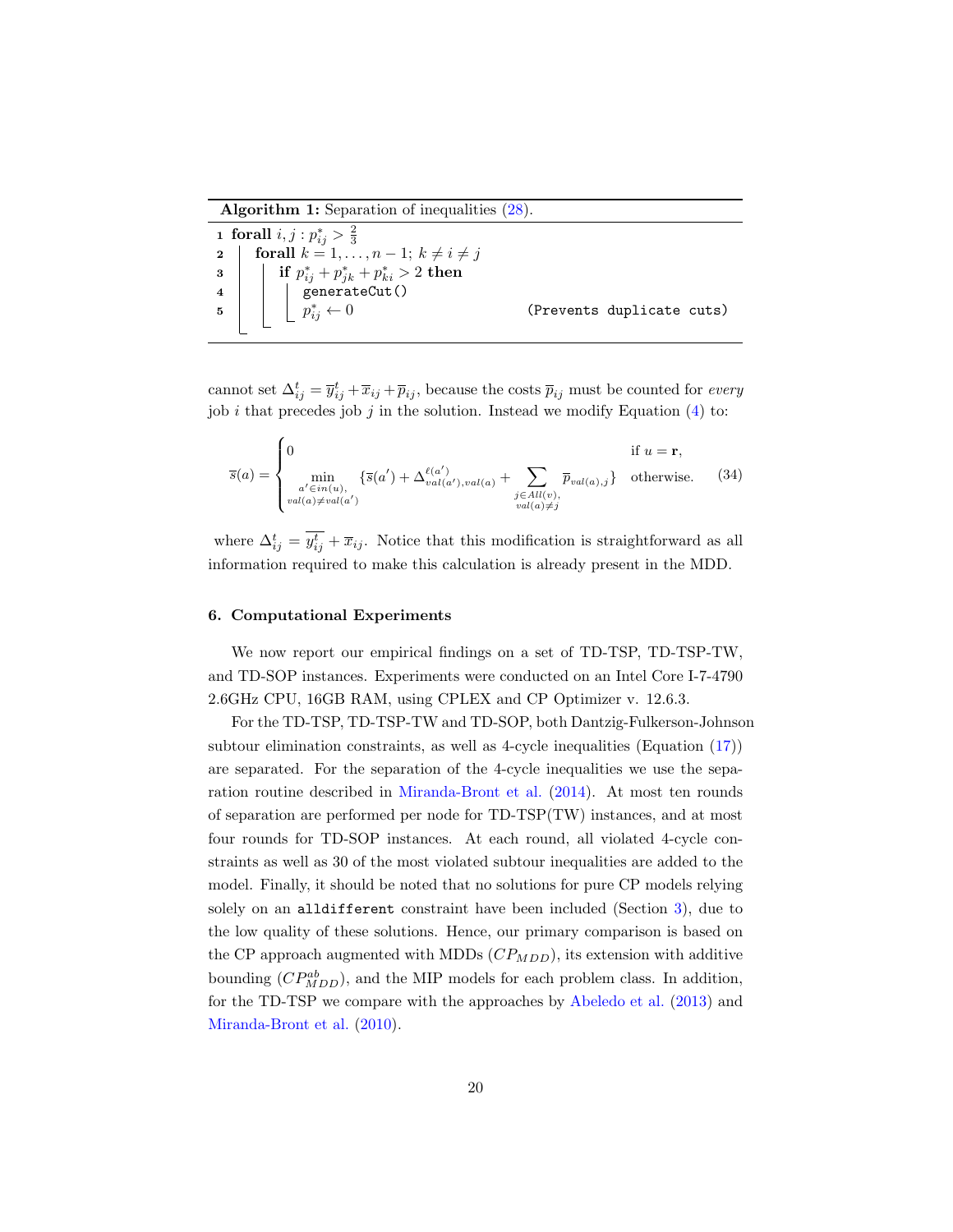**Algorithm 1:** Separation of inequalities (28).

```
1 forall i, j : p*_ij > 2/3
2     forall k = 1, ..., n − 1; k ≠ i ≠ j
3         if p*_ij + p*_jk + p*_ki > 2 then
4             generateCut()
5             p*_ij ← 0                    (Prevents duplicate cuts)
```

cannot set $\Delta_{ij}^t = \overline{y}_{ij}^t + \overline{x}_{ij} + \overline{p}_{ij}$, because the costs $\overline{p}_{ij}$ must be counted for *every* job $i$ that precedes job $j$ in the solution. Instead we modify Equation (4) to:

$$
\overline{s}(a) = \begin{cases} 0 & \text{if } u = \mathbf{r}, \\ \min\limits_{\substack{a' \in in(u), \\ val(a) \neq val(a')}} \{\overline{s}(a') + \Delta_{val(a'),val(a)}^{\ell(a')} + \sum\limits_{\substack{j \in All(v), \\ val(a) \neq j}} \overline{p}_{val(a),j}\} & \text{otherwise.} \end{cases} \tag{34}
$$

where $\Delta_{ij}^t = \overline{y_{ij}^t} + \overline{x}_{ij}$. Notice that this modification is straightforward as all information required to make this calculation is already present in the MDD.

### 6. Computational Experiments

We now report our empirical findings on a set of TD-TSP, TD-TSP-TW, and TD-SOP instances. Experiments were conducted on an Intel Core I-7-4790 2.6GHz CPU, 16GB RAM, using CPLEX and CP Optimizer v. 12.6.3.

For the TD-TSP, TD-TSP-TW and TD-SOP, both Dantzig-Fulkerson-Johnson subtour elimination constraints, as well as 4-cycle inequalities (Equation (17)) are separated. For the separation of the 4-cycle inequalities we use the separation routine described in Miranda-Bront et al. (2014). At most ten rounds of separation are performed per node for TD-TSP(TW) instances, and at most four rounds for TD-SOP instances. At each round, all violated 4-cycle constraints as well as 30 of the most violated subtour inequalities are added to the model. Finally, it should be noted that no solutions for pure CP models relying solely on an `alldifferent` constraint have been included (Section 3), due to the low quality of these solutions. Hence, our primary comparison is based on the CP approach augmented with MDDs ($CP_{MDD}$), its extension with additive bounding ($CP_{MDD}^{ab}$), and the MIP models for each problem class. In addition, for the TD-TSP we compare with the approaches by Abeledo et al. (2013) and Miranda-Bront et al. (2010).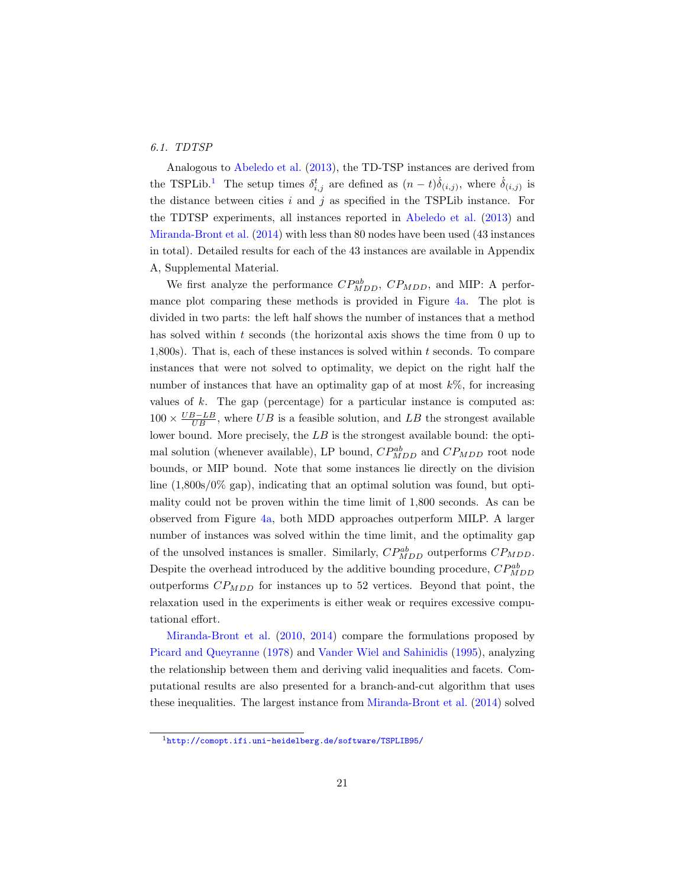### 6.1. TDTSP

Analogous to Abeledo et al. (2013), the TD-TSP instances are derived from the TSPLib.[1] The setup times $\delta^t_{i,j}$ are defined as $(n-t)\dot{\delta}_{(i,j)}$, where $\dot{\delta}_{(i,j)}$ is the distance between cities $i$ and $j$ as specified in the TSPLib instance. For the TDTSP experiments, all instances reported in Abeledo et al. (2013) and Miranda-Bront et al. (2014) with less than 80 nodes have been used (43 instances in total). Detailed results for each of the 43 instances are available in Appendix A, Supplemental Material.

We first analyze the performance $CP^{ab}_{MDD}$, $CP_{MDD}$, and MIP: A performance plot comparing these methods is provided in Figure 4a. The plot is divided in two parts: the left half shows the number of instances that a method has solved within $t$ seconds (the horizontal axis shows the time from 0 up to 1,800s). That is, each of these instances is solved within $t$ seconds. To compare instances that were not solved to optimality, we depict on the right half the number of instances that have an optimality gap of at most $k$%, for increasing values of $k$. The gap (percentage) for a particular instance is computed as: $100 \times \frac{UB-LB}{UB}$, where $UB$ is a feasible solution, and $LB$ the strongest available lower bound. More precisely, the $LB$ is the strongest available bound: the optimal solution (whenever available), LP bound, $CP^{ab}_{MDD}$ and $CP_{MDD}$ root node bounds, or MIP bound. Note that some instances lie directly on the division line (1,800s/0% gap), indicating that an optimal solution was found, but optimality could not be proven within the time limit of 1,800 seconds. As can be observed from Figure 4a, both MDD approaches outperform MILP. A larger number of instances was solved within the time limit, and the optimality gap of the unsolved instances is smaller. Similarly, $CP^{ab}_{MDD}$ outperforms $CP_{MDD}$. Despite the overhead introduced by the additive bounding procedure, $CP^{ab}_{MDD}$ outperforms $CP_{MDD}$ for instances up to 52 vertices. Beyond that point, the relaxation used in the experiments is either weak or requires excessive computational effort.

Miranda-Bront et al. (2010, 2014) compare the formulations proposed by Picard and Queyranne (1978) and Vander Wiel and Sahinidis (1995), analyzing the relationship between them and deriving valid inequalities and facets. Computational results are also presented for a branch-and-cut algorithm that uses these inequalities. The largest instance from Miranda-Bront et al. (2014) solved

[1] http://comopt.ifi.uni-heidelberg.de/software/TSPLIB95/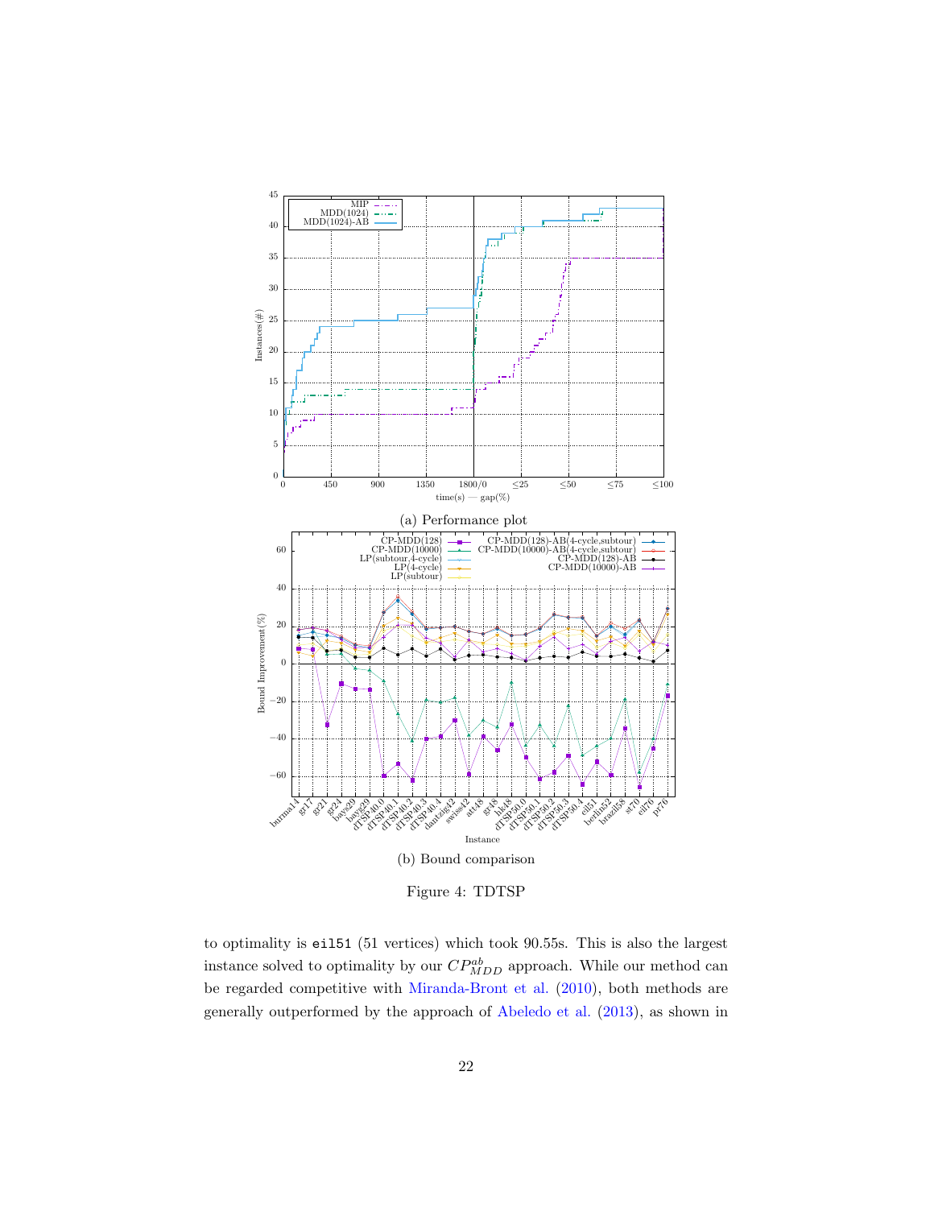(a) Performance plot

(b) Bound comparison

Figure 4: TDTSP

to optimality is `eil51` (51 vertices) which took 90.55s. This is also the largest instance solved to optimality by our $CP^{ab}_{MDD}$ approach. While our method can be regarded competitive with Miranda-Bront et al. (2010), both methods are generally outperformed by the approach of Abeledo et al. (2013), as shown in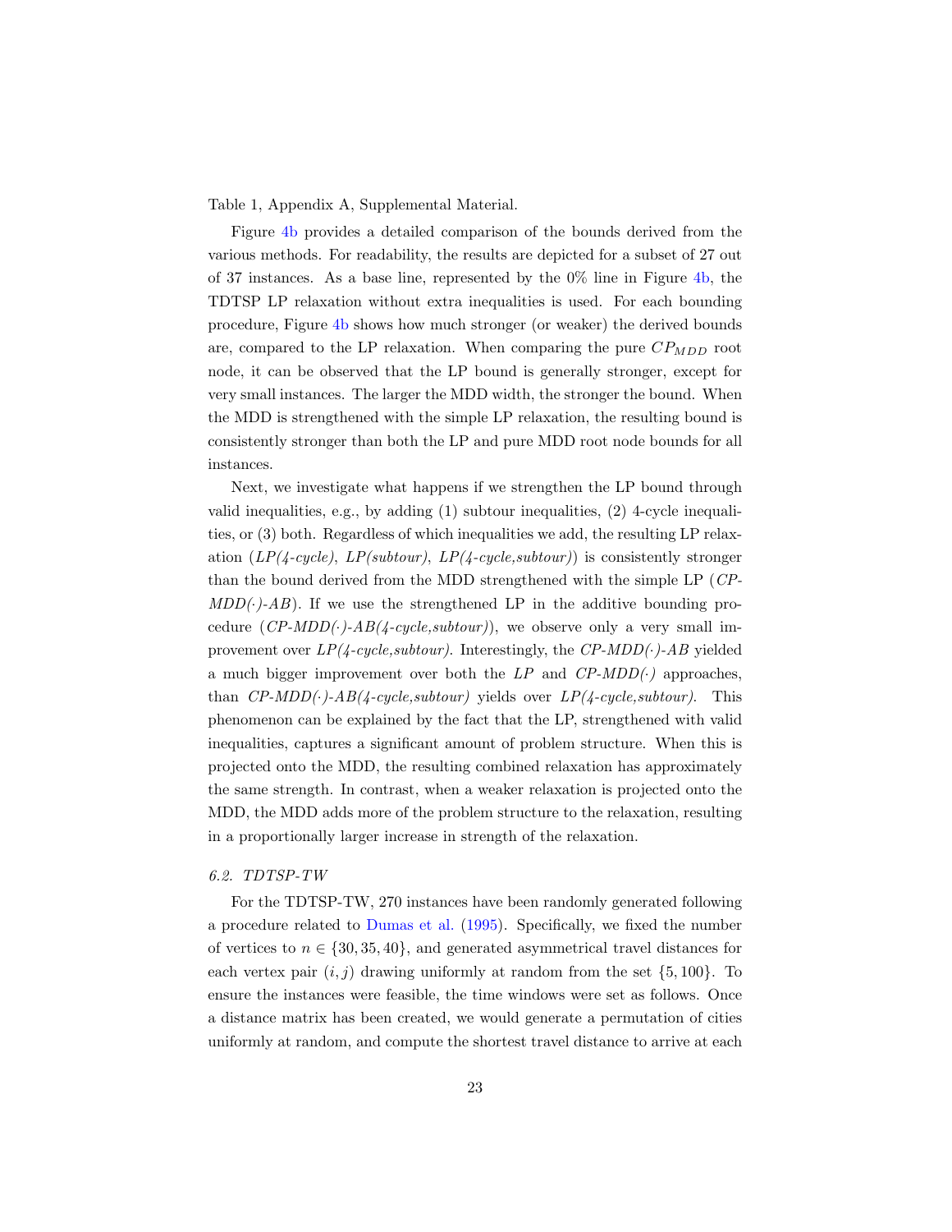Table 1, Appendix A, Supplemental Material.

Figure 4b provides a detailed comparison of the bounds derived from the various methods. For readability, the results are depicted for a subset of 27 out of 37 instances. As a base line, represented by the 0% line in Figure 4b, the TDTSP LP relaxation without extra inequalities is used. For each bounding procedure, Figure 4b shows how much stronger (or weaker) the derived bounds are, compared to the LP relaxation. When comparing the pure $CP_{MDD}$ root node, it can be observed that the LP bound is generally stronger, except for very small instances. The larger the MDD width, the stronger the bound. When the MDD is strengthened with the simple LP relaxation, the resulting bound is consistently stronger than both the LP and pure MDD root node bounds for all instances.

Next, we investigate what happens if we strengthen the LP bound through valid inequalities, e.g., by adding (1) subtour inequalities, (2) 4-cycle inequalities, or (3) both. Regardless of which inequalities we add, the resulting LP relaxation (*LP(4-cycle)*, *LP(subtour)*, *LP(4-cycle,subtour)*) is consistently stronger than the bound derived from the MDD strengthened with the simple LP (*CP-MDD(·)-AB*). If we use the strengthened LP in the additive bounding procedure (*CP-MDD(·)-AB(4-cycle,subtour)*), we observe only a very small improvement over *LP(4-cycle,subtour)*. Interestingly, the *CP-MDD(·)-AB* yielded a much bigger improvement over both the *LP* and *CP-MDD(·)* approaches, than *CP-MDD(·)-AB(4-cycle,subtour)* yields over *LP(4-cycle,subtour)*. This phenomenon can be explained by the fact that the LP, strengthened with valid inequalities, captures a significant amount of problem structure. When this is projected onto the MDD, the resulting combined relaxation has approximately the same strength. In contrast, when a weaker relaxation is projected onto the MDD, the MDD adds more of the problem structure to the relaxation, resulting in a proportionally larger increase in strength of the relaxation.

### 6.2. TDTSP-TW

For the TDTSP-TW, 270 instances have been randomly generated following a procedure related to Dumas et al. (1995). Specifically, we fixed the number of vertices to $n \in \{30, 35, 40\}$, and generated asymmetrical travel distances for each vertex pair $(i, j)$ drawing uniformly at random from the set $\{5, 100\}$. To ensure the instances were feasible, the time windows were set as follows. Once a distance matrix has been created, we would generate a permutation of cities uniformly at random, and compute the shortest travel distance to arrive at each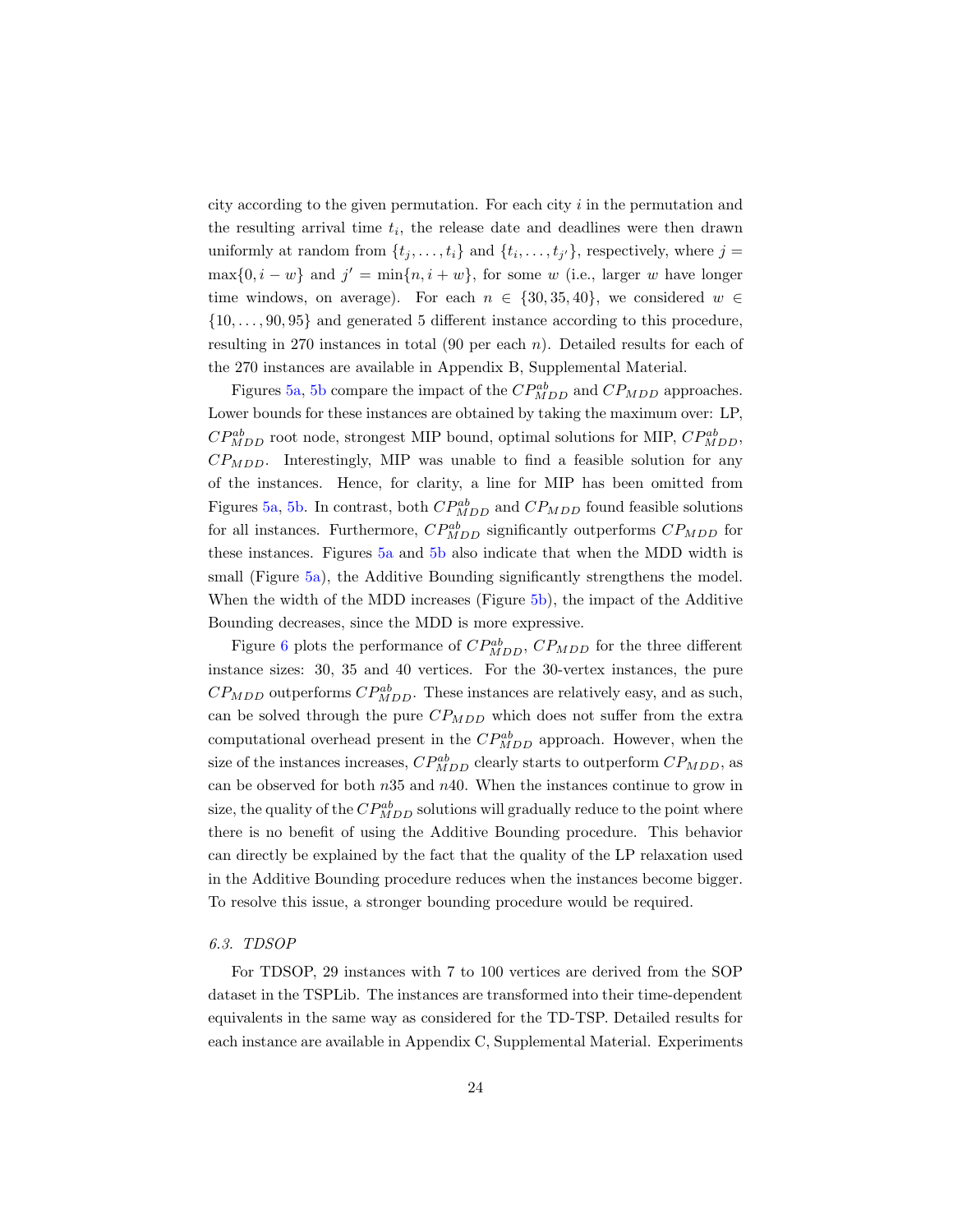city according to the given permutation. For each city $i$ in the permutation and the resulting arrival time $t_i$, the release date and deadlines were then drawn uniformly at random from $\{t_j, \ldots, t_i\}$ and $\{t_i, \ldots, t_{j'}\}$, respectively, where $j = \max\{0, i - w\}$ and $j' = \min\{n, i + w\}$, for some $w$ (i.e., larger $w$ have longer time windows, on average). For each $n \in \{30, 35, 40\}$, we considered $w \in \{10, \ldots, 90, 95\}$ and generated 5 different instance according to this procedure, resulting in 270 instances in total (90 per each $n$). Detailed results for each of the 270 instances are available in Appendix B, Supplemental Material.

Figures 5a, 5b compare the impact of the $CP^{ab}_{MDD}$ and $CP_{MDD}$ approaches. Lower bounds for these instances are obtained by taking the maximum over: LP, $CP^{ab}_{MDD}$ root node, strongest MIP bound, optimal solutions for MIP, $CP^{ab}_{MDD}$, $CP_{MDD}$. Interestingly, MIP was unable to find a feasible solution for any of the instances. Hence, for clarity, a line for MIP has been omitted from Figures 5a, 5b. In contrast, both $CP^{ab}_{MDD}$ and $CP_{MDD}$ found feasible solutions for all instances. Furthermore, $CP^{ab}_{MDD}$ significantly outperforms $CP_{MDD}$ for these instances. Figures 5a and 5b also indicate that when the MDD width is small (Figure 5a), the Additive Bounding significantly strengthens the model. When the width of the MDD increases (Figure 5b), the impact of the Additive Bounding decreases, since the MDD is more expressive.

Figure 6 plots the performance of $CP^{ab}_{MDD}$, $CP_{MDD}$ for the three different instance sizes: 30, 35 and 40 vertices. For the 30-vertex instances, the pure $CP_{MDD}$ outperforms $CP^{ab}_{MDD}$. These instances are relatively easy, and as such, can be solved through the pure $CP_{MDD}$ which does not suffer from the extra computational overhead present in the $CP^{ab}_{MDD}$ approach. However, when the size of the instances increases, $CP^{ab}_{MDD}$ clearly starts to outperform $CP_{MDD}$, as can be observed for both $n35$ and $n40$. When the instances continue to grow in size, the quality of the $CP^{ab}_{MDD}$ solutions will gradually reduce to the point where there is no benefit of using the Additive Bounding procedure. This behavior can directly be explained by the fact that the quality of the LP relaxation used in the Additive Bounding procedure reduces when the instances become bigger. To resolve this issue, a stronger bounding procedure would be required.

### *6.3. TDSOP*

For TDSOP, 29 instances with 7 to 100 vertices are derived from the SOP dataset in the TSPLib. The instances are transformed into their time-dependent equivalents in the same way as considered for the TD-TSP. Detailed results for each instance are available in Appendix C, Supplemental Material. Experiments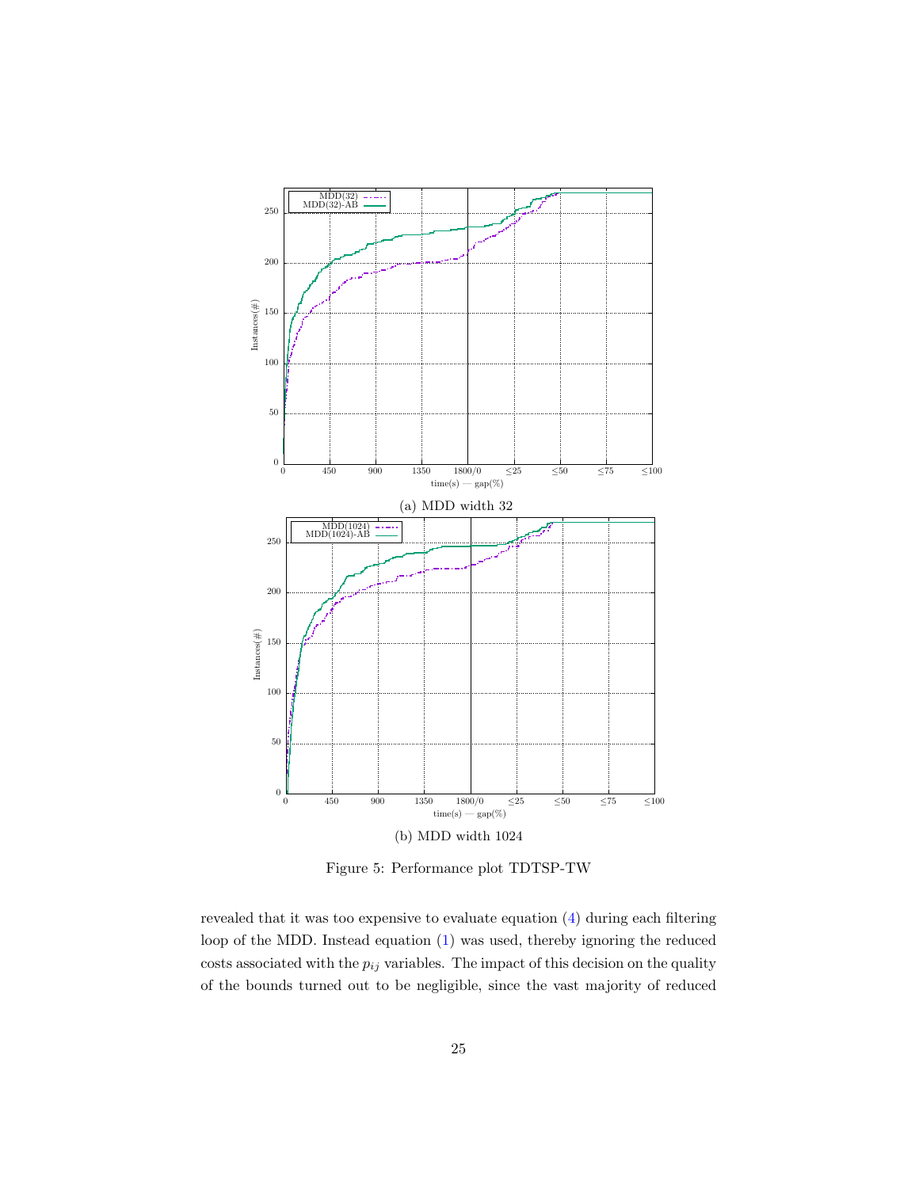(a) MDD width 32

(b) MDD width 1024

Figure 5: Performance plot TDTSP-TW

revealed that it was too expensive to evaluate equation (4) during each filtering loop of the MDD. Instead equation (1) was used, thereby ignoring the reduced costs associated with the $p_{ij}$ variables. The impact of this decision on the quality of the bounds turned out to be negligible, since the vast majority of reduced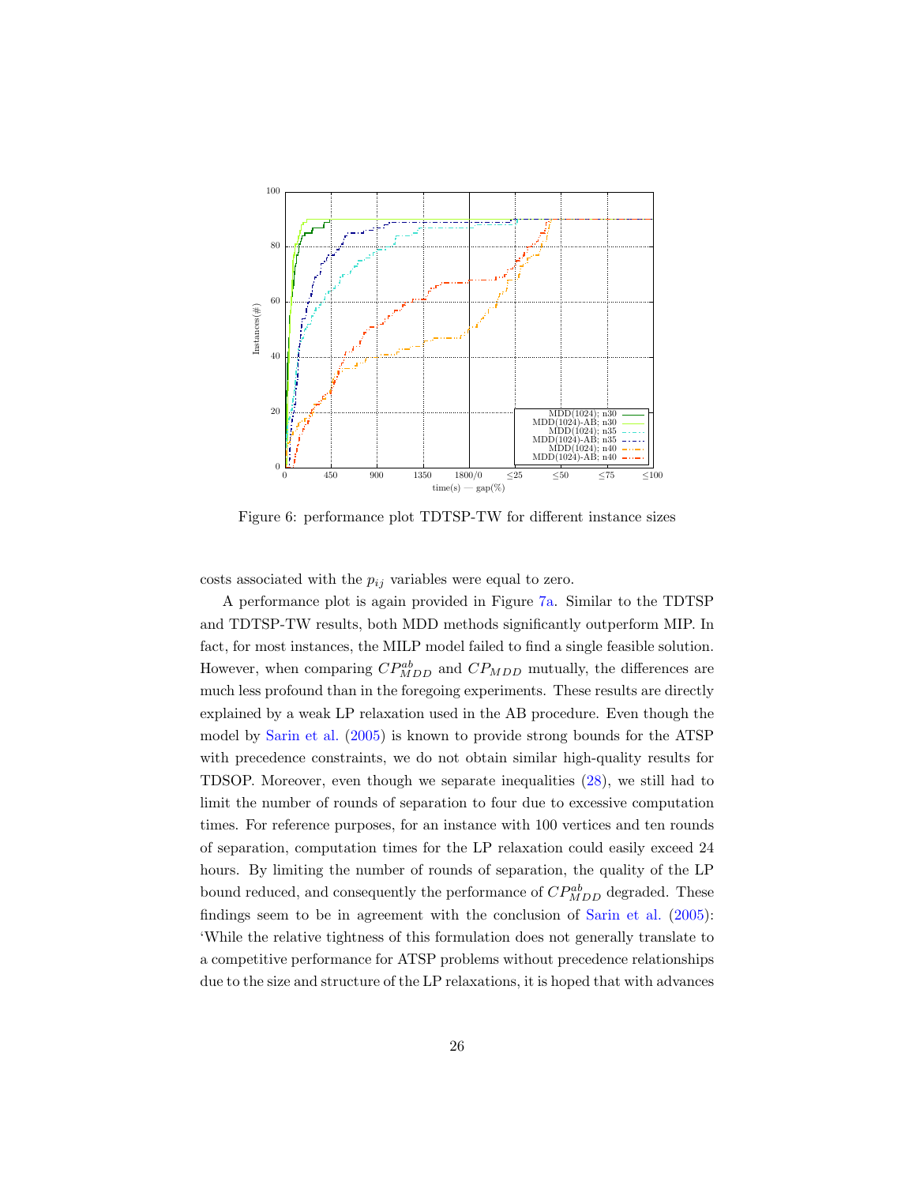Figure 6: performance plot TDTSP-TW for different instance sizes

costs associated with the $p_{ij}$ variables were equal to zero.

A performance plot is again provided in Figure 7a. Similar to the TDTSP and TDTSP-TW results, both MDD methods significantly outperform MIP. In fact, for most instances, the MILP model failed to find a single feasible solution. However, when comparing $CP^{ab}_{MDD}$ and $CP_{MDD}$ mutually, the differences are much less profound than in the foregoing experiments. These results are directly explained by a weak LP relaxation used in the AB procedure. Even though the model by Sarin et al. (2005) is known to provide strong bounds for the ATSP with precedence constraints, we do not obtain similar high-quality results for TDSOP. Moreover, even though we separate inequalities (28), we still had to limit the number of rounds of separation to four due to excessive computation times. For reference purposes, for an instance with 100 vertices and ten rounds of separation, computation times for the LP relaxation could easily exceed 24 hours. By limiting the number of rounds of separation, the quality of the LP bound reduced, and consequently the performance of $CP^{ab}_{MDD}$ degraded. These findings seem to be in agreement with the conclusion of Sarin et al. (2005): 'While the relative tightness of this formulation does not generally translate to a competitive performance for ATSP problems without precedence relationships due to the size and structure of the LP relaxations, it is hoped that with advances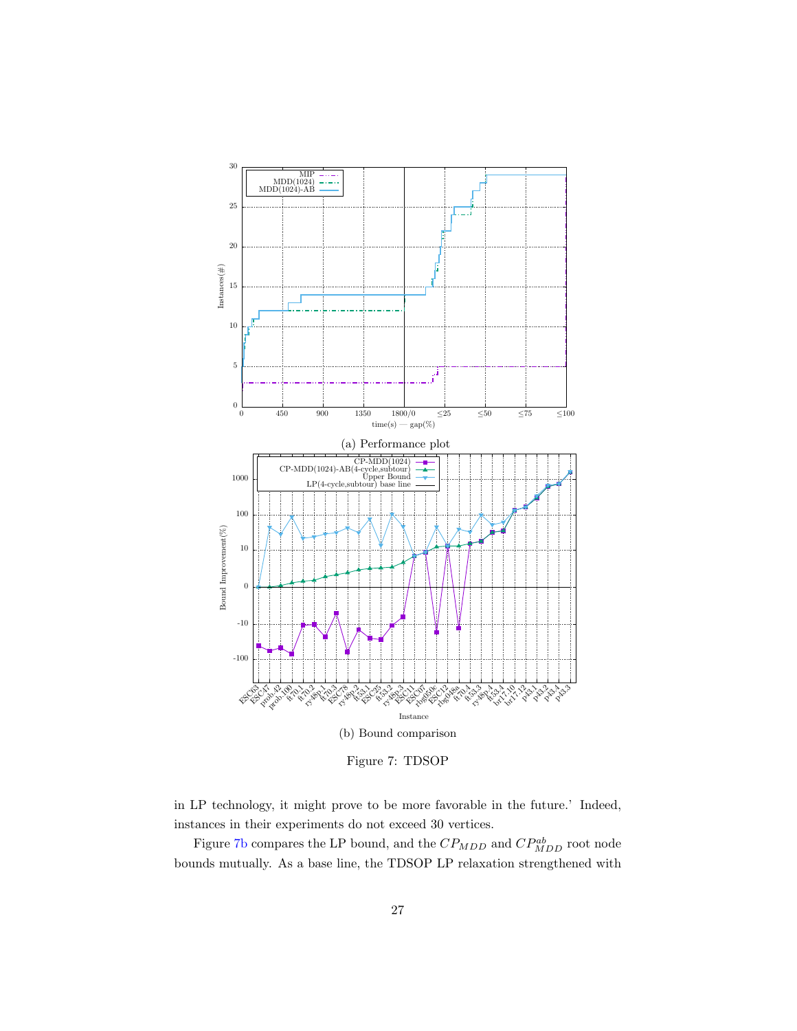(a) Performance plot

(b) Bound comparison

Figure 7: TDSOP

in LP technology, it might prove to be more favorable in the future.' Indeed, instances in their experiments do not exceed 30 vertices.

Figure 7b compares the LP bound, and the $CP_{MDD}$ and $CP_{MDD}^{ab}$ root node bounds mutually. As a base line, the TDSOP LP relaxation strengthened with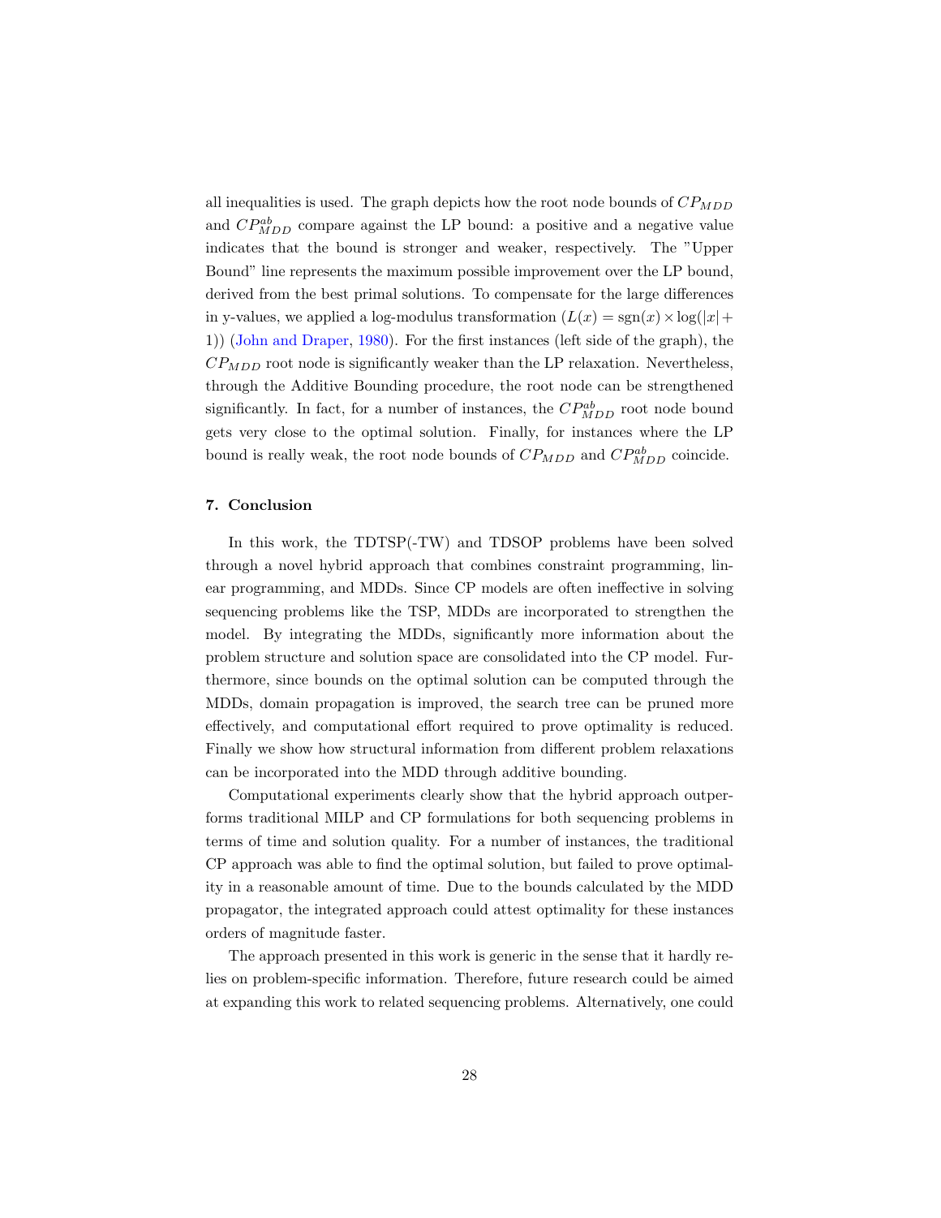all inequalities is used. The graph depicts how the root node bounds of $CP_{MDD}$ and $CP^{ab}_{MDD}$ compare against the LP bound: a positive and a negative value indicates that the bound is stronger and weaker, respectively. The "Upper Bound" line represents the maximum possible improvement over the LP bound, derived from the best primal solutions. To compensate for the large differences in y-values, we applied a log-modulus transformation ($L(x) = \text{sgn}(x) \times \log(|x| + 1)$) (John and Draper, 1980). For the first instances (left side of the graph), the $CP_{MDD}$ root node is significantly weaker than the LP relaxation. Nevertheless, through the Additive Bounding procedure, the root node can be strengthened significantly. In fact, for a number of instances, the $CP^{ab}_{MDD}$ root node bound gets very close to the optimal solution. Finally, for instances where the LP bound is really weak, the root node bounds of $CP_{MDD}$ and $CP^{ab}_{MDD}$ coincide.

## 7. Conclusion

In this work, the TDTSP(-TW) and TDSOP problems have been solved through a novel hybrid approach that combines constraint programming, linear programming, and MDDs. Since CP models are often ineffective in solving sequencing problems like the TSP, MDDs are incorporated to strengthen the model. By integrating the MDDs, significantly more information about the problem structure and solution space are consolidated into the CP model. Furthermore, since bounds on the optimal solution can be computed through the MDDs, domain propagation is improved, the search tree can be pruned more effectively, and computational effort required to prove optimality is reduced. Finally we show how structural information from different problem relaxations can be incorporated into the MDD through additive bounding.

Computational experiments clearly show that the hybrid approach outperforms traditional MILP and CP formulations for both sequencing problems in terms of time and solution quality. For a number of instances, the traditional CP approach was able to find the optimal solution, but failed to prove optimality in a reasonable amount of time. Due to the bounds calculated by the MDD propagator, the integrated approach could attest optimality for these instances orders of magnitude faster.

The approach presented in this work is generic in the sense that it hardly relies on problem-specific information. Therefore, future research could be aimed at expanding this work to related sequencing problems. Alternatively, one could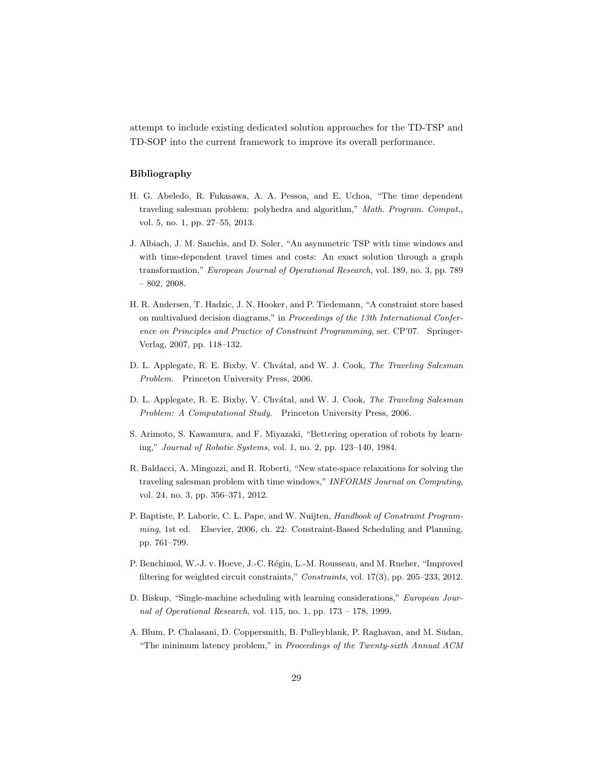attempt to include existing dedicated solution approaches for the TD-TSP and TD-SOP into the current framework to improve its overall performance.

## Bibliography

H. G. Abeledo, R. Fukasawa, A. A. Pessoa, and E. Uchoa, "The time dependent traveling salesman problem: polyhedra and algorithm," *Math. Program. Comput.*, vol. 5, no. 1, pp. 27–55, 2013.

J. Albiach, J. M. Sanchis, and D. Soler, "An asymmetric TSP with time windows and with time-dependent travel times and costs: An exact solution through a graph transformation," *European Journal of Operational Research*, vol. 189, no. 3, pp. 789 – 802, 2008.

H. R. Andersen, T. Hadzic, J. N. Hooker, and P. Tiedemann, "A constraint store based on multivalued decision diagrams," in *Proceedings of the 13th International Conference on Principles and Practice of Constraint Programming*, ser. CP'07. Springer-Verlag, 2007, pp. 118–132.

D. L. Applegate, R. E. Bixby, V. Chvátal, and W. J. Cook, *The Traveling Salesman Problem*. Princeton University Press, 2006.

D. L. Applegate, R. E. Bixby, V. Chvátal, and W. J. Cook, *The Traveling Salesman Problem: A Computational Study*. Princeton University Press, 2006.

S. Arimoto, S. Kawamura, and F. Miyazaki, "Bettering operation of robots by learning," *Journal of Robotic Systems*, vol. 1, no. 2, pp. 123–140, 1984.

R. Baldacci, A. Mingozzi, and R. Roberti, "New state-space relaxations for solving the traveling salesman problem with time windows," *INFORMS Journal on Computing*, vol. 24, no. 3, pp. 356–371, 2012.

P. Baptiste, P. Laborie, C. L. Pape, and W. Nuijten, *Handbook of Constraint Programming*, 1st ed. Elsevier, 2006, ch. 22: Constraint-Based Scheduling and Planning, pp. 761–799.

P. Benchimol, W.-J. v. Hoeve, J.-C. Régin, L.-M. Rousseau, and M. Rueher, "Improved filtering for weighted circuit constraints," *Constraints*, vol. 17(3), pp. 205–233, 2012.

D. Biskup, "Single-machine scheduling with learning considerations," *European Journal of Operational Research*, vol. 115, no. 1, pp. 173 – 178, 1999.

A. Blum, P. Chalasani, D. Coppersmith, B. Pulleyblank, P. Raghavan, and M. Sudan, "The minimum latency problem," in *Proceedings of the Twenty-sixth Annual ACM*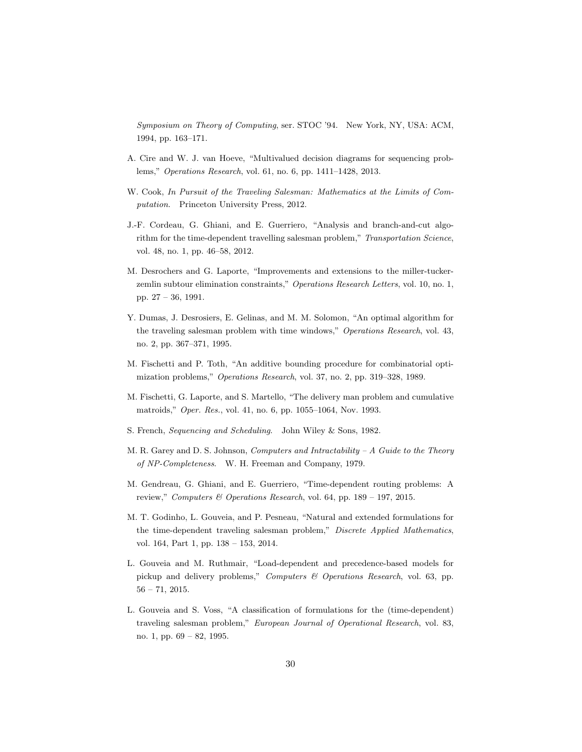*Symposium on Theory of Computing*, ser. STOC '94. New York, NY, USA: ACM, 1994, pp. 163–171.

A. Cire and W. J. van Hoeve, "Multivalued decision diagrams for sequencing problems," *Operations Research*, vol. 61, no. 6, pp. 1411–1428, 2013.

W. Cook, *In Pursuit of the Traveling Salesman: Mathematics at the Limits of Computation*. Princeton University Press, 2012.

J.-F. Cordeau, G. Ghiani, and E. Guerriero, "Analysis and branch-and-cut algorithm for the time-dependent travelling salesman problem," *Transportation Science*, vol. 48, no. 1, pp. 46–58, 2012.

M. Desrochers and G. Laporte, "Improvements and extensions to the miller-tucker-zemlin subtour elimination constraints," *Operations Research Letters*, vol. 10, no. 1, pp. 27 – 36, 1991.

Y. Dumas, J. Desrosiers, E. Gelinas, and M. M. Solomon, "An optimal algorithm for the traveling salesman problem with time windows," *Operations Research*, vol. 43, no. 2, pp. 367–371, 1995.

M. Fischetti and P. Toth, "An additive bounding procedure for combinatorial optimization problems," *Operations Research*, vol. 37, no. 2, pp. 319–328, 1989.

M. Fischetti, G. Laporte, and S. Martello, "The delivery man problem and cumulative matroids," *Oper. Res.*, vol. 41, no. 6, pp. 1055–1064, Nov. 1993.

S. French, *Sequencing and Scheduling*. John Wiley & Sons, 1982.

M. R. Garey and D. S. Johnson, *Computers and Intractability – A Guide to the Theory of NP-Completeness*. W. H. Freeman and Company, 1979.

M. Gendreau, G. Ghiani, and E. Guerriero, "Time-dependent routing problems: A review," *Computers & Operations Research*, vol. 64, pp. 189 – 197, 2015.

M. T. Godinho, L. Gouveia, and P. Pesneau, "Natural and extended formulations for the time-dependent traveling salesman problem," *Discrete Applied Mathematics*, vol. 164, Part 1, pp. 138 – 153, 2014.

L. Gouveia and M. Ruthmair, "Load-dependent and precedence-based models for pickup and delivery problems," *Computers & Operations Research*, vol. 63, pp. 56 – 71, 2015.

L. Gouveia and S. Voss, "A classification of formulations for the (time-dependent) traveling salesman problem," *European Journal of Operational Research*, vol. 83, no. 1, pp. 69 – 82, 1995.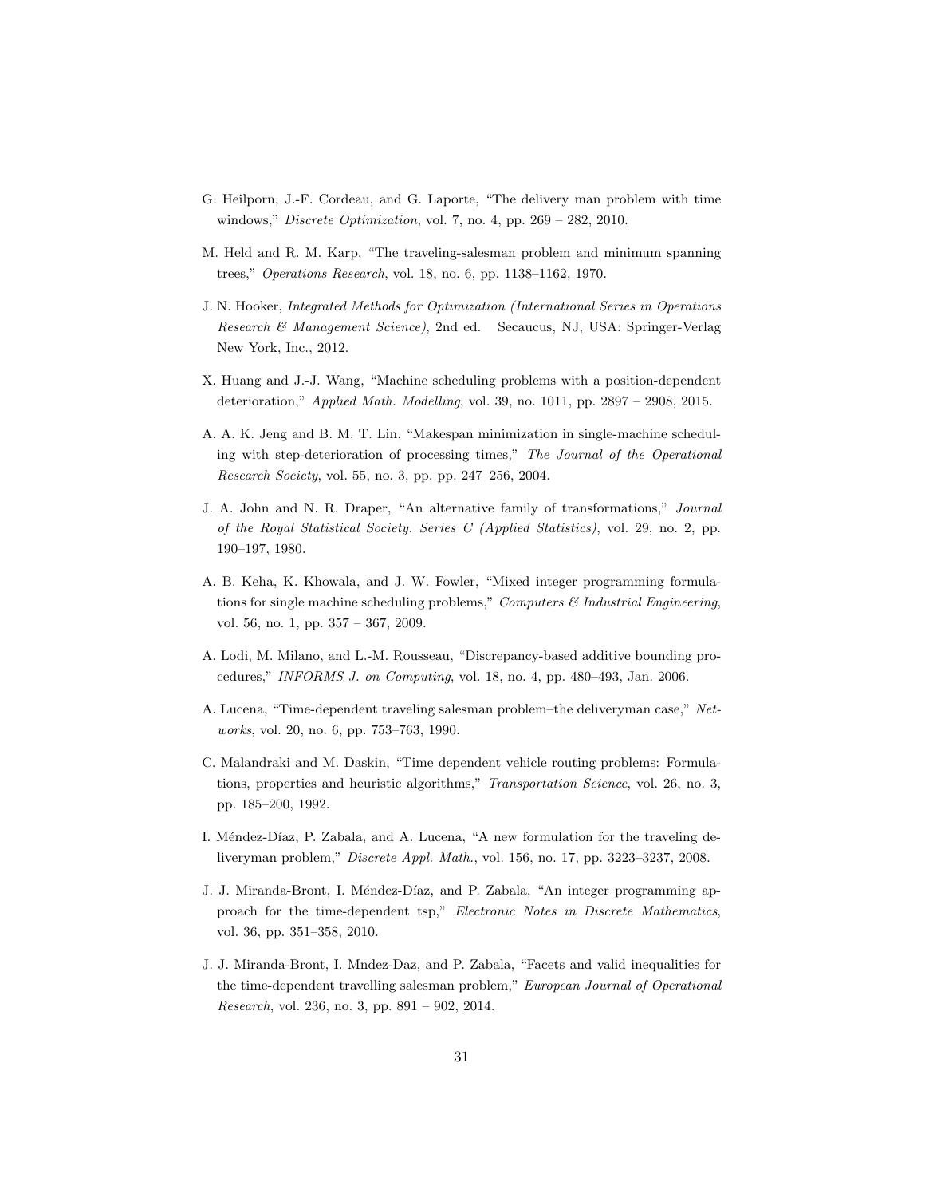G. Heilporn, J.-F. Cordeau, and G. Laporte, "The delivery man problem with time windows," *Discrete Optimization*, vol. 7, no. 4, pp. 269 – 282, 2010.

M. Held and R. M. Karp, "The traveling-salesman problem and minimum spanning trees," *Operations Research*, vol. 18, no. 6, pp. 1138–1162, 1970.

J. N. Hooker, *Integrated Methods for Optimization (International Series in Operations Research & Management Science)*, 2nd ed. Secaucus, NJ, USA: Springer-Verlag New York, Inc., 2012.

X. Huang and J.-J. Wang, "Machine scheduling problems with a position-dependent deterioration," *Applied Math. Modelling*, vol. 39, no. 1011, pp. 2897 – 2908, 2015.

A. A. K. Jeng and B. M. T. Lin, "Makespan minimization in single-machine scheduling with step-deterioration of processing times," *The Journal of the Operational Research Society*, vol. 55, no. 3, pp. pp. 247–256, 2004.

J. A. John and N. R. Draper, "An alternative family of transformations," *Journal of the Royal Statistical Society. Series C (Applied Statistics)*, vol. 29, no. 2, pp. 190–197, 1980.

A. B. Keha, K. Khowala, and J. W. Fowler, "Mixed integer programming formulations for single machine scheduling problems," *Computers & Industrial Engineering*, vol. 56, no. 1, pp. 357 – 367, 2009.

A. Lodi, M. Milano, and L.-M. Rousseau, "Discrepancy-based additive bounding procedures," *INFORMS J. on Computing*, vol. 18, no. 4, pp. 480–493, Jan. 2006.

A. Lucena, "Time-dependent traveling salesman problem–the deliveryman case," *Networks*, vol. 20, no. 6, pp. 753–763, 1990.

C. Malandraki and M. Daskin, "Time dependent vehicle routing problems: Formulations, properties and heuristic algorithms," *Transportation Science*, vol. 26, no. 3, pp. 185–200, 1992.

I. Méndez-Díaz, P. Zabala, and A. Lucena, "A new formulation for the traveling deliveryman problem," *Discrete Appl. Math.*, vol. 156, no. 17, pp. 3223–3237, 2008.

J. J. Miranda-Bront, I. Méndez-Díaz, and P. Zabala, "An integer programming approach for the time-dependent tsp," *Electronic Notes in Discrete Mathematics*, vol. 36, pp. 351–358, 2010.

J. J. Miranda-Bront, I. Mndez-Daz, and P. Zabala, "Facets and valid inequalities for the time-dependent travelling salesman problem," *European Journal of Operational Research*, vol. 236, no. 3, pp. 891 – 902, 2014.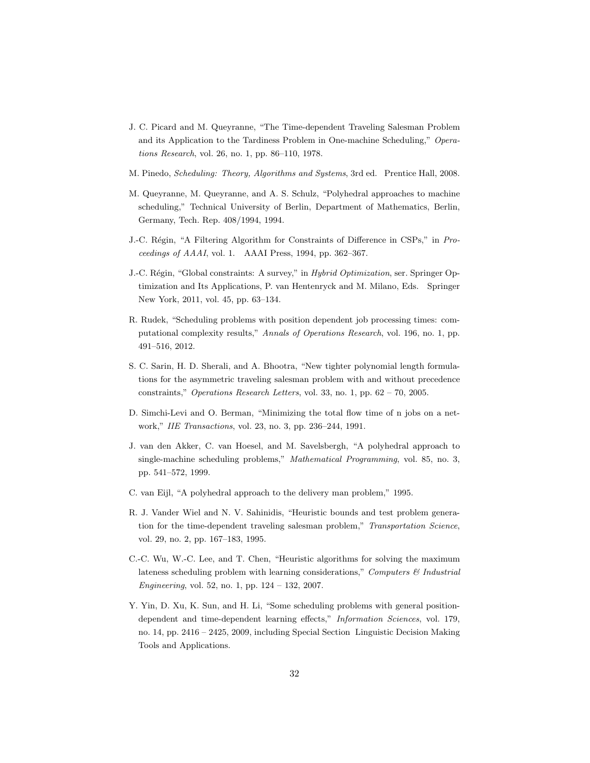J. C. Picard and M. Queyranne, “The Time-dependent Traveling Salesman Problem and its Application to the Tardiness Problem in One-machine Scheduling,” *Operations Research*, vol. 26, no. 1, pp. 86–110, 1978.

M. Pinedo, *Scheduling: Theory, Algorithms and Systems*, 3rd ed. Prentice Hall, 2008.

M. Queyranne, M. Queyranne, and A. S. Schulz, “Polyhedral approaches to machine scheduling,” Technical University of Berlin, Department of Mathematics, Berlin, Germany, Tech. Rep. 408/1994, 1994.

J.-C. Régin, “A Filtering Algorithm for Constraints of Difference in CSPs,” in *Proceedings of AAAI*, vol. 1. AAAI Press, 1994, pp. 362–367.

J.-C. Régin, “Global constraints: A survey,” in *Hybrid Optimization*, ser. Springer Optimization and Its Applications, P. van Hentenryck and M. Milano, Eds. Springer New York, 2011, vol. 45, pp. 63–134.

R. Rudek, “Scheduling problems with position dependent job processing times: computational complexity results,” *Annals of Operations Research*, vol. 196, no. 1, pp. 491–516, 2012.

S. C. Sarin, H. D. Sherali, and A. Bhootra, “New tighter polynomial length formulations for the asymmetric traveling salesman problem with and without precedence constraints,” *Operations Research Letters*, vol. 33, no. 1, pp. 62 – 70, 2005.

D. Simchi-Levi and O. Berman, “Minimizing the total flow time of n jobs on a network,” *IIE Transactions*, vol. 23, no. 3, pp. 236–244, 1991.

J. van den Akker, C. van Hoesel, and M. Savelsbergh, “A polyhedral approach to single-machine scheduling problems,” *Mathematical Programming*, vol. 85, no. 3, pp. 541–572, 1999.

C. van Eijl, “A polyhedral approach to the delivery man problem,” 1995.

R. J. Vander Wiel and N. V. Sahinidis, “Heuristic bounds and test problem generation for the time-dependent traveling salesman problem,” *Transportation Science*, vol. 29, no. 2, pp. 167–183, 1995.

C.-C. Wu, W.-C. Lee, and T. Chen, “Heuristic algorithms for solving the maximum lateness scheduling problem with learning considerations,” *Computers & Industrial Engineering*, vol. 52, no. 1, pp. 124 – 132, 2007.

Y. Yin, D. Xu, K. Sun, and H. Li, “Some scheduling problems with general position-dependent and time-dependent learning effects,” *Information Sciences*, vol. 179, no. 14, pp. 2416 – 2425, 2009, including Special Section Linguistic Decision Making Tools and Applications.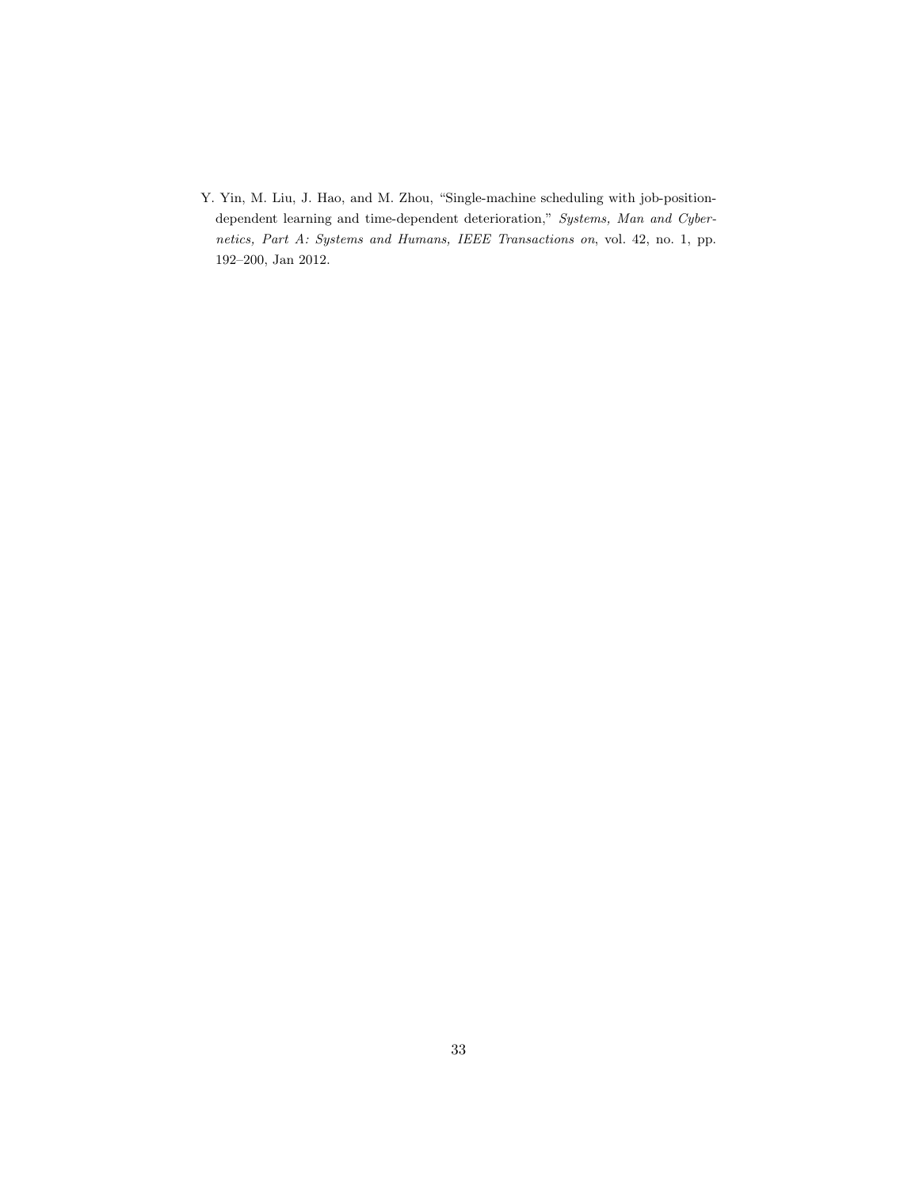Y. Yin, M. Liu, J. Hao, and M. Zhou, "Single-machine scheduling with job-position-dependent learning and time-dependent deterioration," *Systems, Man and Cybernetics, Part A: Systems and Humans, IEEE Transactions on*, vol. 42, no. 1, pp. 192–200, Jan 2012.